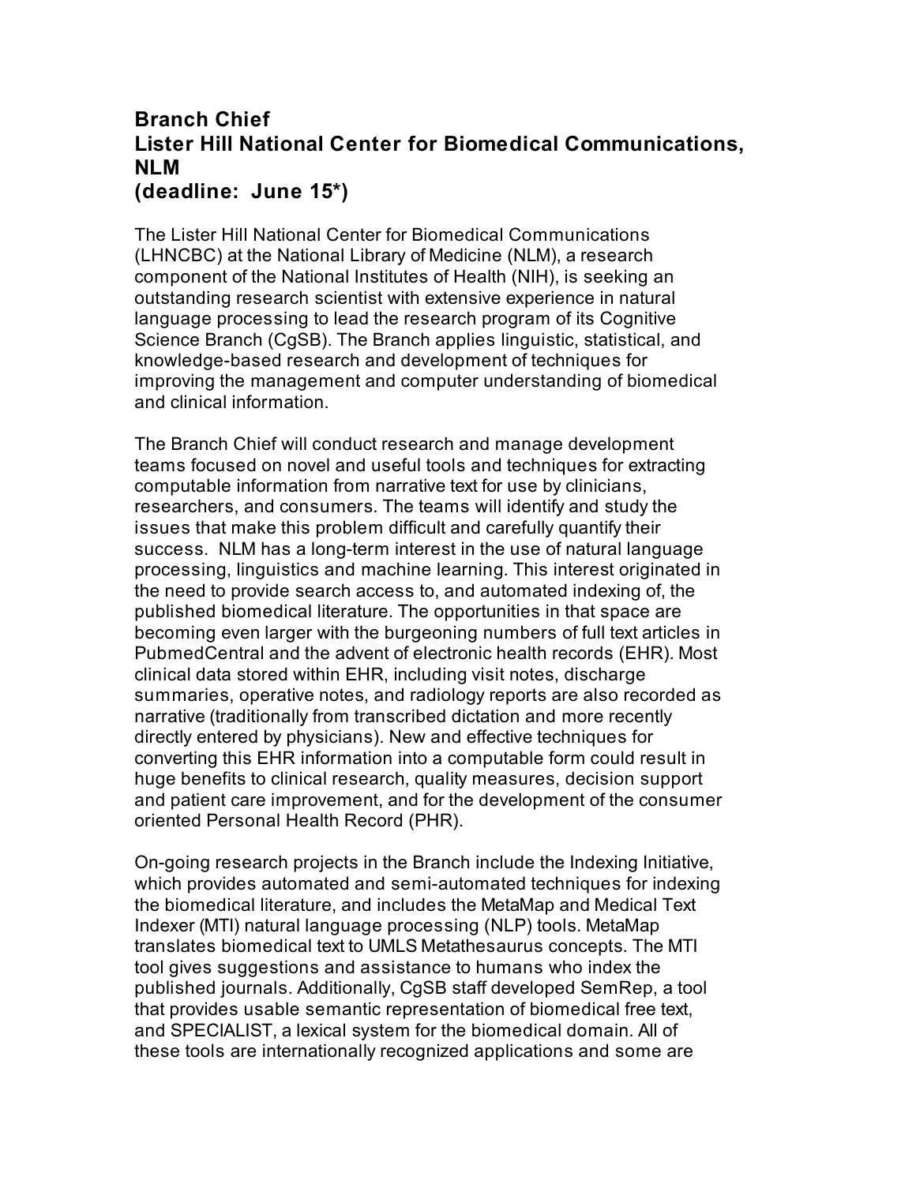## Branch Chief
## Lister Hill National Center for Biomedical Communications, NLM
## (deadline: June 15*)

The Lister Hill National Center for Biomedical Communications (LHNCBC) at the National Library of Medicine (NLM), a research component of the National Institutes of Health (NIH), is seeking an outstanding research scientist with extensive experience in natural language processing to lead the research program of its Cognitive Science Branch (CgSB). The Branch applies linguistic, statistical, and knowledge-based research and development of techniques for improving the management and computer understanding of biomedical and clinical information.

The Branch Chief will conduct research and manage development teams focused on novel and useful tools and techniques for extracting computable information from narrative text for use by clinicians, researchers, and consumers. The teams will identify and study the issues that make this problem difficult and carefully quantify their success. NLM has a long-term interest in the use of natural language processing, linguistics and machine learning. This interest originated in the need to provide search access to, and automated indexing of, the published biomedical literature. The opportunities in that space are becoming even larger with the burgeoning numbers of full text articles in PubmedCentral and the advent of electronic health records (EHR). Most clinical data stored within EHR, including visit notes, discharge summaries, operative notes, and radiology reports are also recorded as narrative (traditionally from transcribed dictation and more recently directly entered by physicians). New and effective techniques for converting this EHR information into a computable form could result in huge benefits to clinical research, quality measures, decision support and patient care improvement, and for the development of the consumer oriented Personal Health Record (PHR).

On-going research projects in the Branch include the Indexing Initiative, which provides automated and semi-automated techniques for indexing the biomedical literature, and includes the MetaMap and Medical Text Indexer (MTI) natural language processing (NLP) tools. MetaMap translates biomedical text to UMLS Metathesaurus concepts. The MTI tool gives suggestions and assistance to humans who index the published journals. Additionally, CgSB staff developed SemRep, a tool that provides usable semantic representation of biomedical free text, and SPECIALIST, a lexical system for the biomedical domain. All of these tools are internationally recognized applications and some are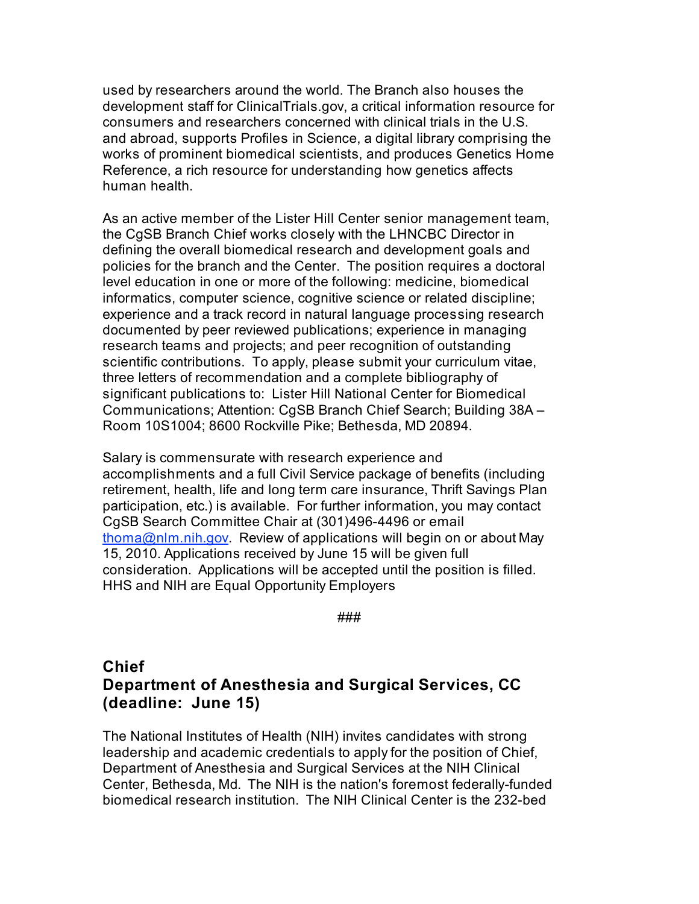used by researchers around the world. The Branch also houses the development staff for ClinicalTrials.gov, a critical information resource for consumers and researchers concerned with clinical trials in the U.S. and abroad, supports Profiles in Science, a digital library comprising the works of prominent biomedical scientists, and produces Genetics Home Reference, a rich resource for understanding how genetics affects human health.

As an active member of the Lister Hill Center senior management team, the CgSB Branch Chief works closely with the LHNCBC Director in defining the overall biomedical research and development goals and policies for the branch and the Center. The position requires a doctoral level education in one or more of the following: medicine, biomedical informatics, computer science, cognitive science or related discipline; experience and a track record in natural language processing research documented by peer reviewed publications; experience in managing research teams and projects; and peer recognition of outstanding scientific contributions. To apply, please submit your curriculum vitae, three letters of recommendation and a complete bibliography of significant publications to: Lister Hill National Center for Biomedical Communications; Attention: CgSB Branch Chief Search; Building 38A – Room 10S1004; 8600 Rockville Pike; Bethesda, MD 20894.

Salary is commensurate with research experience and accomplishments and a full Civil Service package of benefits (including retirement, health, life and long term care insurance, Thrift Savings Plan participation, etc.) is available. For further information, you may contact CgSB Search Committee Chair at (301)496-4496 or email thoma@nlm.nih.gov. Review of applications will begin on or about May 15, 2010. Applications received by June 15 will be given full consideration. Applications will be accepted until the position is filled. HHS and NIH are Equal Opportunity Employers

###

## Chief
## Department of Anesthesia and Surgical Services, CC (deadline: June 15)

The National Institutes of Health (NIH) invites candidates with strong leadership and academic credentials to apply for the position of Chief, Department of Anesthesia and Surgical Services at the NIH Clinical Center, Bethesda, Md. The NIH is the nation's foremost federally-funded biomedical research institution. The NIH Clinical Center is the 232-bed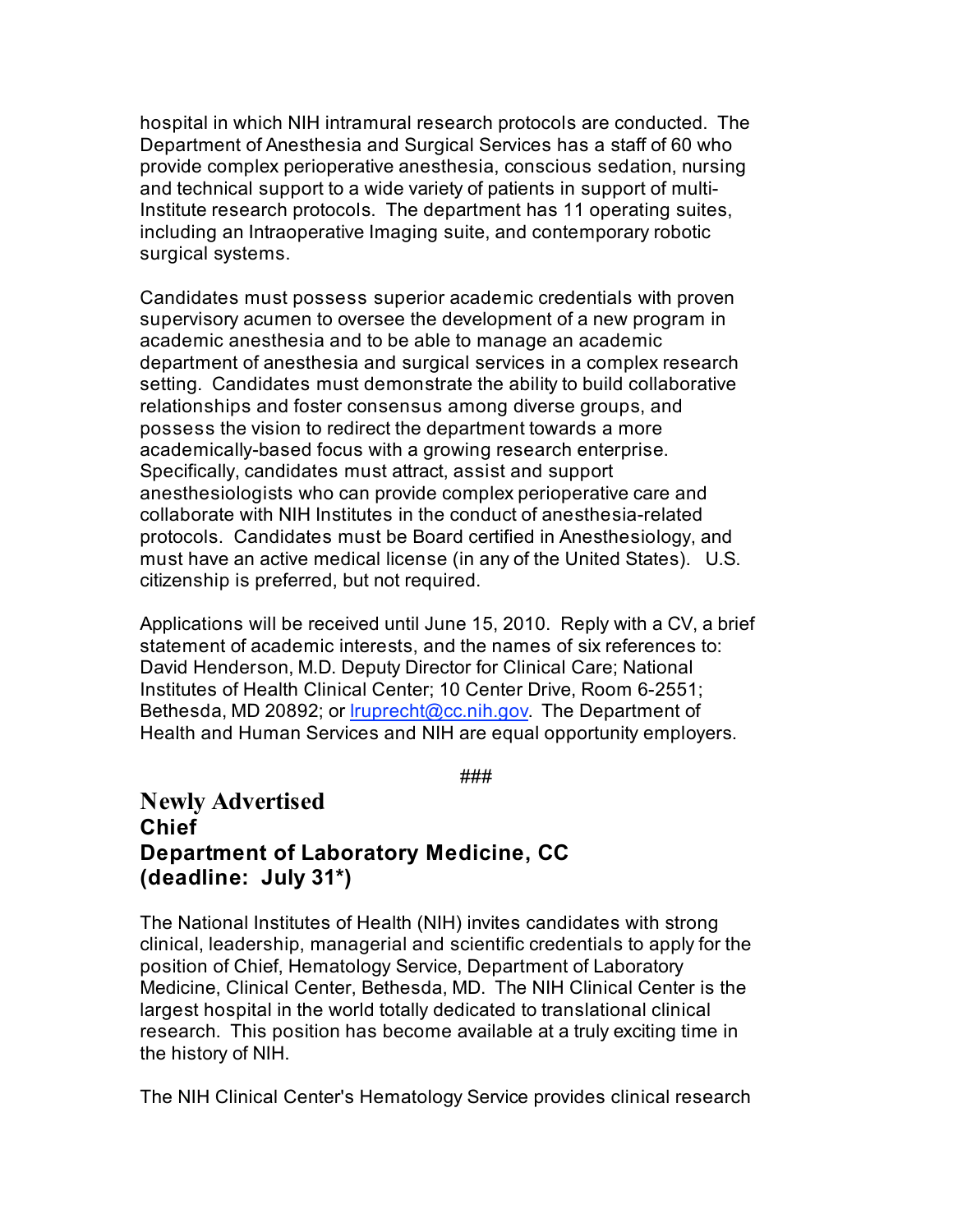hospital in which NIH intramural research protocols are conducted. The Department of Anesthesia and Surgical Services has a staff of 60 who provide complex perioperative anesthesia, conscious sedation, nursing and technical support to a wide variety of patients in support of multi-Institute research protocols. The department has 11 operating suites, including an Intraoperative Imaging suite, and contemporary robotic surgical systems.

Candidates must possess superior academic credentials with proven supervisory acumen to oversee the development of a new program in academic anesthesia and to be able to manage an academic department of anesthesia and surgical services in a complex research setting. Candidates must demonstrate the ability to build collaborative relationships and foster consensus among diverse groups, and possess the vision to redirect the department towards a more academically-based focus with a growing research enterprise. Specifically, candidates must attract, assist and support anesthesiologists who can provide complex perioperative care and collaborate with NIH Institutes in the conduct of anesthesia-related protocols. Candidates must be Board certified in Anesthesiology, and must have an active medical license (in any of the United States). U.S. citizenship is preferred, but not required.

Applications will be received until June 15, 2010. Reply with a CV, a brief statement of academic interests, and the names of six references to: David Henderson, M.D. Deputy Director for Clinical Care; National Institutes of Health Clinical Center; 10 Center Drive, Room 6-2551; Bethesda, MD 20892; or lruprecht@cc.nih.gov. The Department of Health and Human Services and NIH are equal opportunity employers.

###

## Newly Advertised
## Chief
## Department of Laboratory Medicine, CC
## (deadline: July 31*)

The National Institutes of Health (NIH) invites candidates with strong clinical, leadership, managerial and scientific credentials to apply for the position of Chief, Hematology Service, Department of Laboratory Medicine, Clinical Center, Bethesda, MD. The NIH Clinical Center is the largest hospital in the world totally dedicated to translational clinical research. This position has become available at a truly exciting time in the history of NIH.

The NIH Clinical Center's Hematology Service provides clinical research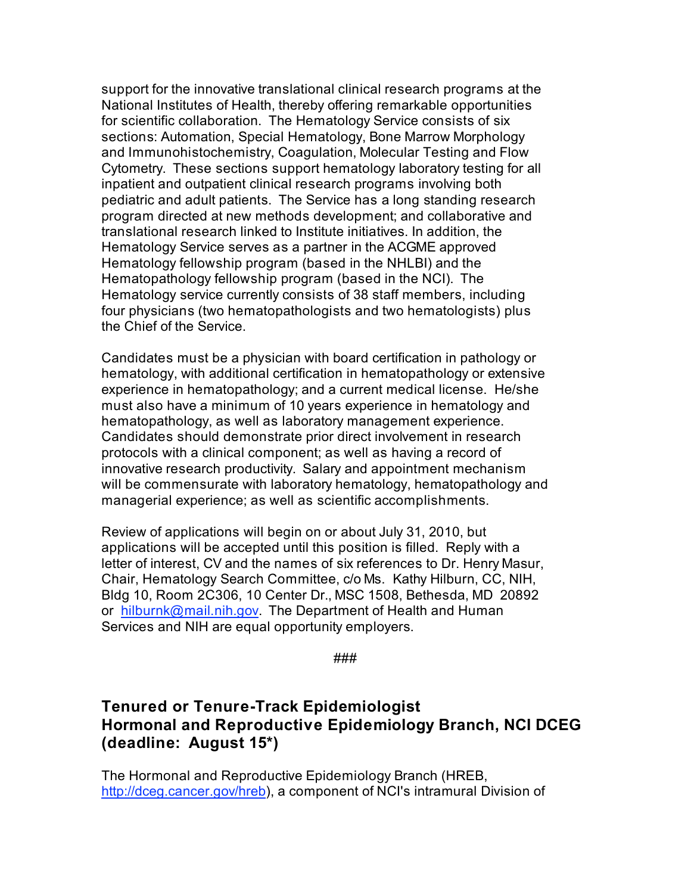support for the innovative translational clinical research programs at the National Institutes of Health, thereby offering remarkable opportunities for scientific collaboration. The Hematology Service consists of six sections: Automation, Special Hematology, Bone Marrow Morphology and Immunohistochemistry, Coagulation, Molecular Testing and Flow Cytometry. These sections support hematology laboratory testing for all inpatient and outpatient clinical research programs involving both pediatric and adult patients. The Service has a long standing research program directed at new methods development; and collaborative and translational research linked to Institute initiatives. In addition, the Hematology Service serves as a partner in the ACGME approved Hematology fellowship program (based in the NHLBI) and the Hematopathology fellowship program (based in the NCI). The Hematology service currently consists of 38 staff members, including four physicians (two hematopathologists and two hematologists) plus the Chief of the Service.

Candidates must be a physician with board certification in pathology or hematology, with additional certification in hematopathology or extensive experience in hematopathology; and a current medical license. He/she must also have a minimum of 10 years experience in hematology and hematopathology, as well as laboratory management experience. Candidates should demonstrate prior direct involvement in research protocols with a clinical component; as well as having a record of innovative research productivity. Salary and appointment mechanism will be commensurate with laboratory hematology, hematopathology and managerial experience; as well as scientific accomplishments.

Review of applications will begin on or about July 31, 2010, but applications will be accepted until this position is filled. Reply with a letter of interest, CV and the names of six references to Dr. Henry Masur, Chair, Hematology Search Committee, c/o Ms. Kathy Hilburn, CC, NIH, Bldg 10, Room 2C306, 10 Center Dr., MSC 1508, Bethesda, MD 20892 or hilburnk@mail.nih.gov. The Department of Health and Human Services and NIH are equal opportunity employers.

###

## Tenured or Tenure-Track Epidemiologist Hormonal and Reproductive Epidemiology Branch, NCI DCEG (deadline: August 15*)

The Hormonal and Reproductive Epidemiology Branch (HREB, http://dceg.cancer.gov/hreb), a component of NCI's intramural Division of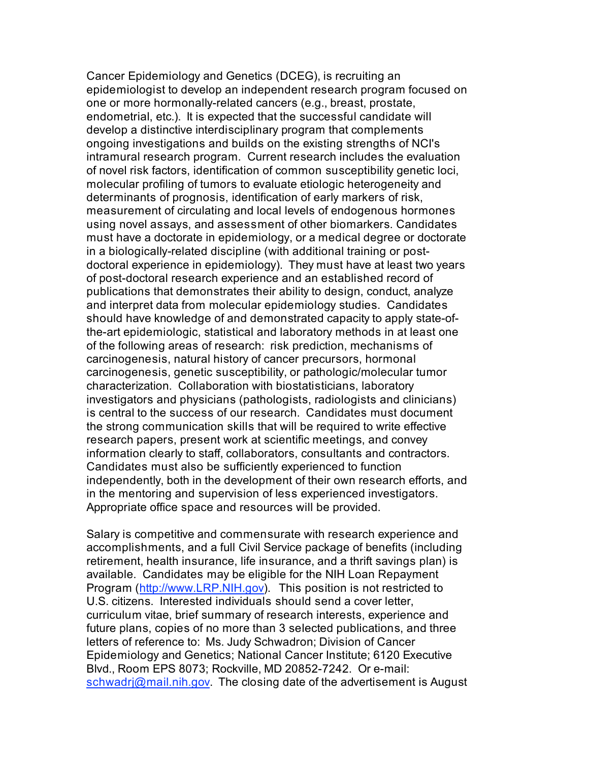Cancer Epidemiology and Genetics (DCEG), is recruiting an epidemiologist to develop an independent research program focused on one or more hormonally-related cancers (e.g., breast, prostate, endometrial, etc.). It is expected that the successful candidate will develop a distinctive interdisciplinary program that complements ongoing investigations and builds on the existing strengths of NCI's intramural research program. Current research includes the evaluation of novel risk factors, identification of common susceptibility genetic loci, molecular profiling of tumors to evaluate etiologic heterogeneity and determinants of prognosis, identification of early markers of risk, measurement of circulating and local levels of endogenous hormones using novel assays, and assessment of other biomarkers. Candidates must have a doctorate in epidemiology, or a medical degree or doctorate in a biologically-related discipline (with additional training or post-doctoral experience in epidemiology). They must have at least two years of post-doctoral research experience and an established record of publications that demonstrates their ability to design, conduct, analyze and interpret data from molecular epidemiology studies. Candidates should have knowledge of and demonstrated capacity to apply state-of-the-art epidemiologic, statistical and laboratory methods in at least one of the following areas of research: risk prediction, mechanisms of carcinogenesis, natural history of cancer precursors, hormonal carcinogenesis, genetic susceptibility, or pathologic/molecular tumor characterization. Collaboration with biostatisticians, laboratory investigators and physicians (pathologists, radiologists and clinicians) is central to the success of our research. Candidates must document the strong communication skills that will be required to write effective research papers, present work at scientific meetings, and convey information clearly to staff, collaborators, consultants and contractors. Candidates must also be sufficiently experienced to function independently, both in the development of their own research efforts, and in the mentoring and supervision of less experienced investigators. Appropriate office space and resources will be provided.

Salary is competitive and commensurate with research experience and accomplishments, and a full Civil Service package of benefits (including retirement, health insurance, life insurance, and a thrift savings plan) is available. Candidates may be eligible for the NIH Loan Repayment Program (http://www.LRP.NIH.gov). This position is not restricted to U.S. citizens. Interested individuals should send a cover letter, curriculum vitae, brief summary of research interests, experience and future plans, copies of no more than 3 selected publications, and three letters of reference to: Ms. Judy Schwadron; Division of Cancer Epidemiology and Genetics; National Cancer Institute; 6120 Executive Blvd., Room EPS 8073; Rockville, MD 20852-7242. Or e-mail: schwadrj@mail.nih.gov. The closing date of the advertisement is August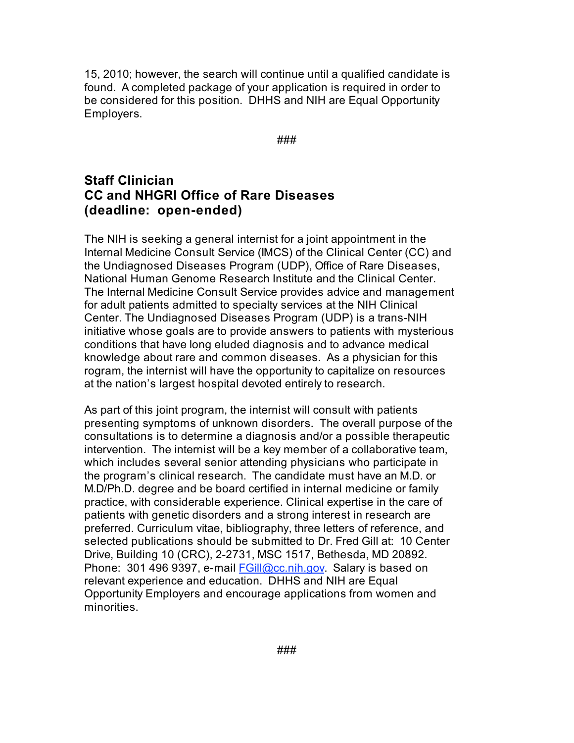15, 2010; however, the search will continue until a qualified candidate is found. A completed package of your application is required in order to be considered for this position. DHHS and NIH are Equal Opportunity Employers.

###

## Staff Clinician
## CC and NHGRI Office of Rare Diseases
## (deadline: open-ended)

The NIH is seeking a general internist for a joint appointment in the Internal Medicine Consult Service (IMCS) of the Clinical Center (CC) and the Undiagnosed Diseases Program (UDP), Office of Rare Diseases, National Human Genome Research Institute and the Clinical Center. The Internal Medicine Consult Service provides advice and management for adult patients admitted to specialty services at the NIH Clinical Center. The Undiagnosed Diseases Program (UDP) is a trans-NIH initiative whose goals are to provide answers to patients with mysterious conditions that have long eluded diagnosis and to advance medical knowledge about rare and common diseases. As a physician for this rogram, the internist will have the opportunity to capitalize on resources at the nation's largest hospital devoted entirely to research.

As part of this joint program, the internist will consult with patients presenting symptoms of unknown disorders. The overall purpose of the consultations is to determine a diagnosis and/or a possible therapeutic intervention. The internist will be a key member of a collaborative team, which includes several senior attending physicians who participate in the program's clinical research. The candidate must have an M.D. or M.D/Ph.D. degree and be board certified in internal medicine or family practice, with considerable experience. Clinical expertise in the care of patients with genetic disorders and a strong interest in research are preferred. Curriculum vitae, bibliography, three letters of reference, and selected publications should be submitted to Dr. Fred Gill at: 10 Center Drive, Building 10 (CRC), 2-2731, MSC 1517, Bethesda, MD 20892. Phone: 301 496 9397, e-mail FGill@cc.nih.gov. Salary is based on relevant experience and education. DHHS and NIH are Equal Opportunity Employers and encourage applications from women and minorities.

###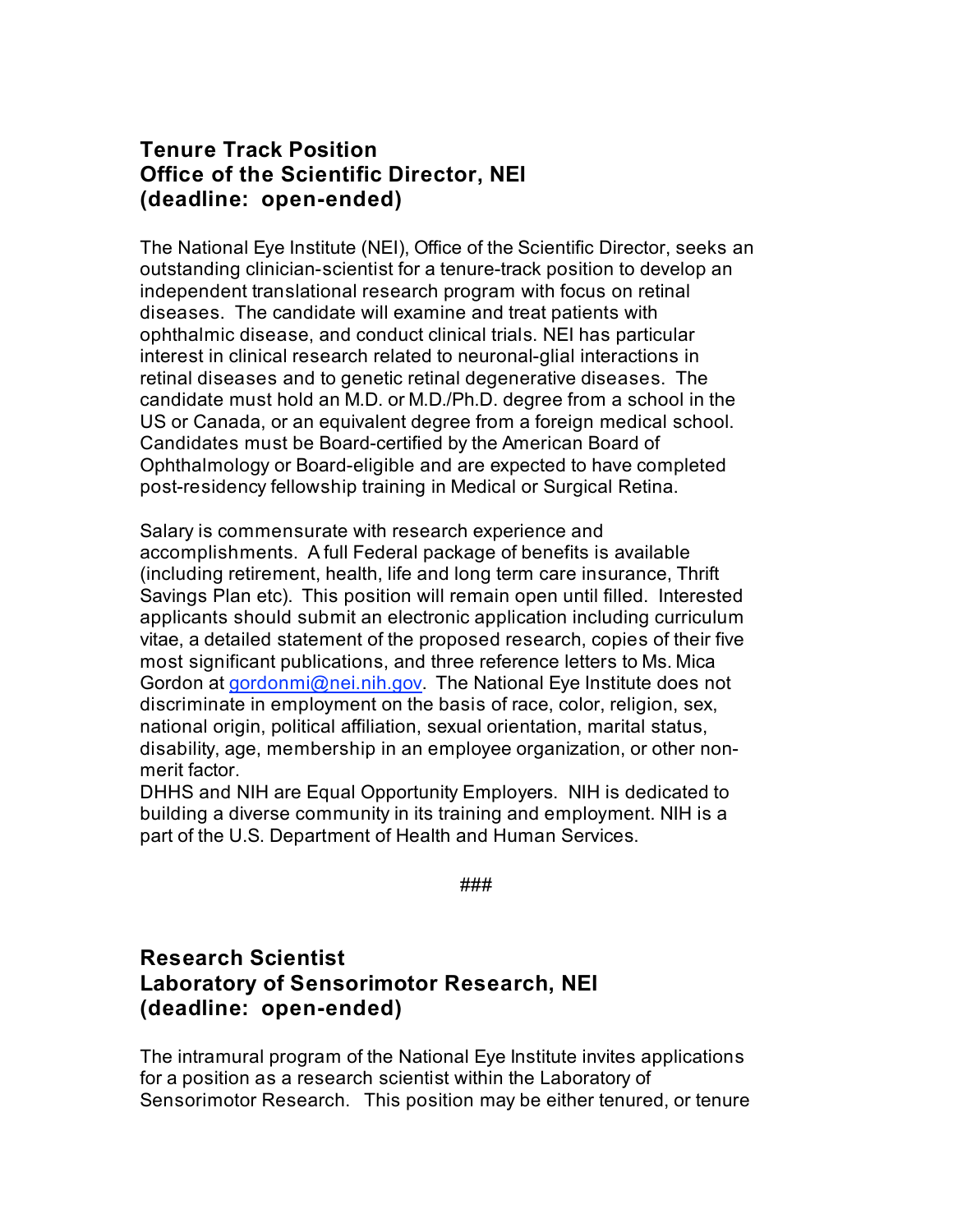## Tenure Track Position
## Office of the Scientific Director, NEI
## (deadline: open-ended)

The National Eye Institute (NEI), Office of the Scientific Director, seeks an outstanding clinician-scientist for a tenure-track position to develop an independent translational research program with focus on retinal diseases. The candidate will examine and treat patients with ophthalmic disease, and conduct clinical trials. NEI has particular interest in clinical research related to neuronal-glial interactions in retinal diseases and to genetic retinal degenerative diseases. The candidate must hold an M.D. or M.D./Ph.D. degree from a school in the US or Canada, or an equivalent degree from a foreign medical school. Candidates must be Board-certified by the American Board of Ophthalmology or Board-eligible and are expected to have completed post-residency fellowship training in Medical or Surgical Retina.

Salary is commensurate with research experience and accomplishments. A full Federal package of benefits is available (including retirement, health, life and long term care insurance, Thrift Savings Plan etc). This position will remain open until filled. Interested applicants should submit an electronic application including curriculum vitae, a detailed statement of the proposed research, copies of their five most significant publications, and three reference letters to Ms. Mica Gordon at gordonmi@nei.nih.gov. The National Eye Institute does not discriminate in employment on the basis of race, color, religion, sex, national origin, political affiliation, sexual orientation, marital status, disability, age, membership in an employee organization, or other non-merit factor.

DHHS and NIH are Equal Opportunity Employers. NIH is dedicated to building a diverse community in its training and employment. NIH is a part of the U.S. Department of Health and Human Services.

###

## Research Scientist
## Laboratory of Sensorimotor Research, NEI
## (deadline: open-ended)

The intramural program of the National Eye Institute invites applications for a position as a research scientist within the Laboratory of Sensorimotor Research. This position may be either tenured, or tenure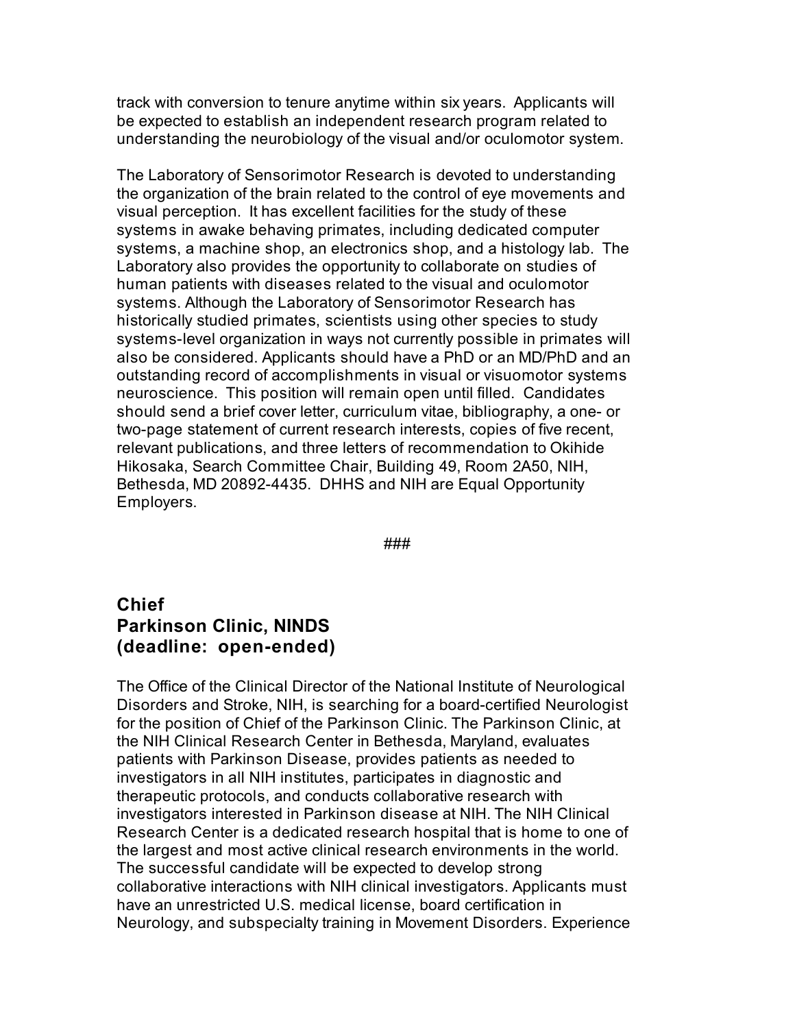track with conversion to tenure anytime within six years. Applicants will be expected to establish an independent research program related to understanding the neurobiology of the visual and/or oculomotor system.

The Laboratory of Sensorimotor Research is devoted to understanding the organization of the brain related to the control of eye movements and visual perception. It has excellent facilities for the study of these systems in awake behaving primates, including dedicated computer systems, a machine shop, an electronics shop, and a histology lab. The Laboratory also provides the opportunity to collaborate on studies of human patients with diseases related to the visual and oculomotor systems. Although the Laboratory of Sensorimotor Research has historically studied primates, scientists using other species to study systems-level organization in ways not currently possible in primates will also be considered. Applicants should have a PhD or an MD/PhD and an outstanding record of accomplishments in visual or visuomotor systems neuroscience. This position will remain open until filled. Candidates should send a brief cover letter, curriculum vitae, bibliography, a one- or two-page statement of current research interests, copies of five recent, relevant publications, and three letters of recommendation to Okihide Hikosaka, Search Committee Chair, Building 49, Room 2A50, NIH, Bethesda, MD 20892-4435. DHHS and NIH are Equal Opportunity Employers.

###

## Chief
## Parkinson Clinic, NINDS
## (deadline: open-ended)

The Office of the Clinical Director of the National Institute of Neurological Disorders and Stroke, NIH, is searching for a board-certified Neurologist for the position of Chief of the Parkinson Clinic. The Parkinson Clinic, at the NIH Clinical Research Center in Bethesda, Maryland, evaluates patients with Parkinson Disease, provides patients as needed to investigators in all NIH institutes, participates in diagnostic and therapeutic protocols, and conducts collaborative research with investigators interested in Parkinson disease at NIH. The NIH Clinical Research Center is a dedicated research hospital that is home to one of the largest and most active clinical research environments in the world. The successful candidate will be expected to develop strong collaborative interactions with NIH clinical investigators. Applicants must have an unrestricted U.S. medical license, board certification in Neurology, and subspecialty training in Movement Disorders. Experience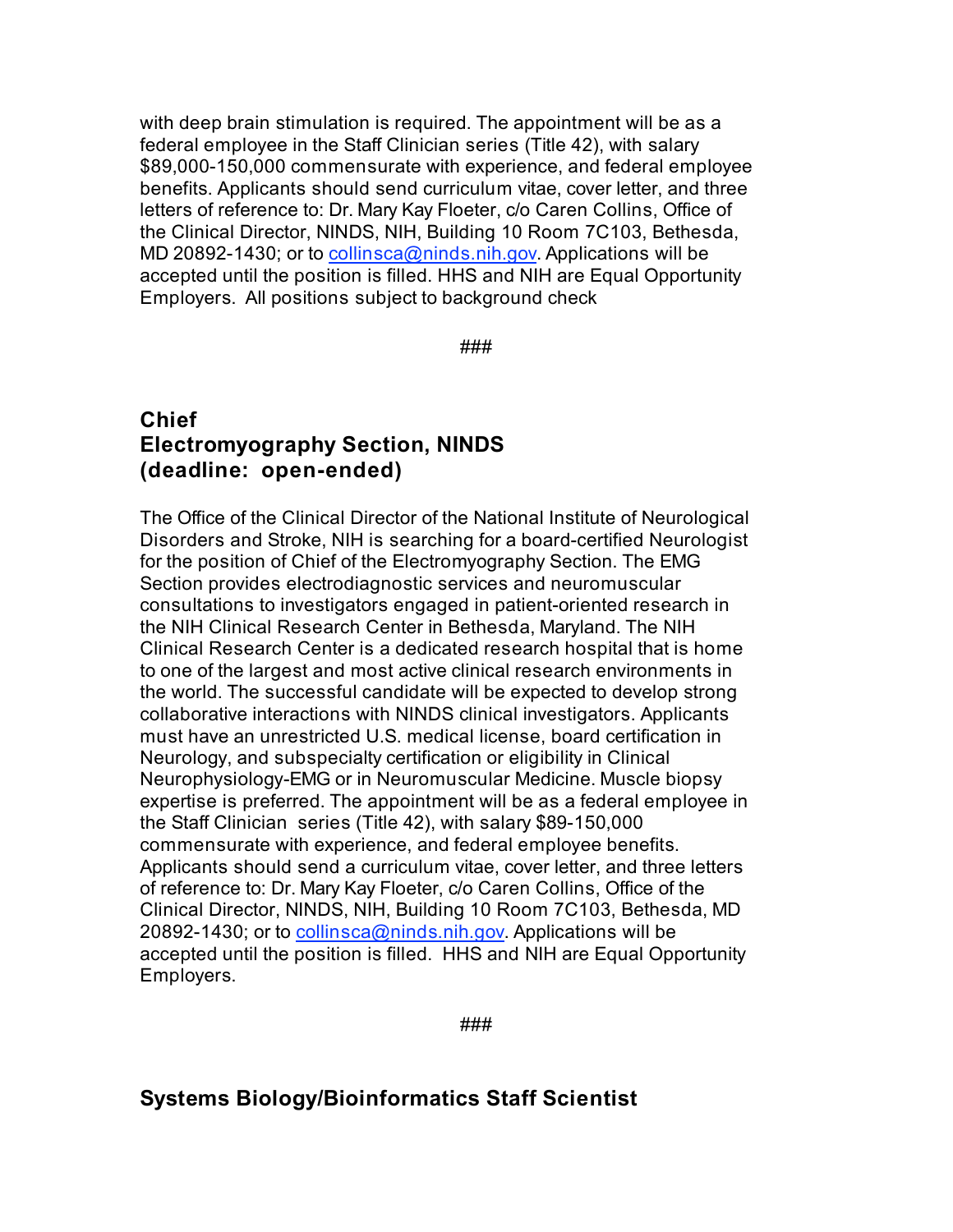with deep brain stimulation is required. The appointment will be as a federal employee in the Staff Clinician series (Title 42), with salary $89,000-150,000 commensurate with experience, and federal employee benefits. Applicants should send curriculum vitae, cover letter, and three letters of reference to: Dr. Mary Kay Floeter, c/o Caren Collins, Office of the Clinical Director, NINDS, NIH, Building 10 Room 7C103, Bethesda, MD 20892-1430; or to collinsca@ninds.nih.gov. Applications will be accepted until the position is filled. HHS and NIH are Equal Opportunity Employers. All positions subject to background check

###

## Chief
## Electromyography Section, NINDS
## (deadline: open-ended)

The Office of the Clinical Director of the National Institute of Neurological Disorders and Stroke, NIH is searching for a board-certified Neurologist for the position of Chief of the Electromyography Section. The EMG Section provides electrodiagnostic services and neuromuscular consultations to investigators engaged in patient-oriented research in the NIH Clinical Research Center in Bethesda, Maryland. The NIH Clinical Research Center is a dedicated research hospital that is home to one of the largest and most active clinical research environments in the world. The successful candidate will be expected to develop strong collaborative interactions with NINDS clinical investigators. Applicants must have an unrestricted U.S. medical license, board certification in Neurology, and subspecialty certification or eligibility in Clinical Neurophysiology-EMG or in Neuromuscular Medicine. Muscle biopsy expertise is preferred. The appointment will be as a federal employee in the Staff Clinician series (Title 42), with salary $89-150,000 commensurate with experience, and federal employee benefits. Applicants should send a curriculum vitae, cover letter, and three letters of reference to: Dr. Mary Kay Floeter, c/o Caren Collins, Office of the Clinical Director, NINDS, NIH, Building 10 Room 7C103, Bethesda, MD 20892-1430; or to collinsca@ninds.nih.gov. Applications will be accepted until the position is filled. HHS and NIH are Equal Opportunity Employers.

###

## Systems Biology/Bioinformatics Staff Scientist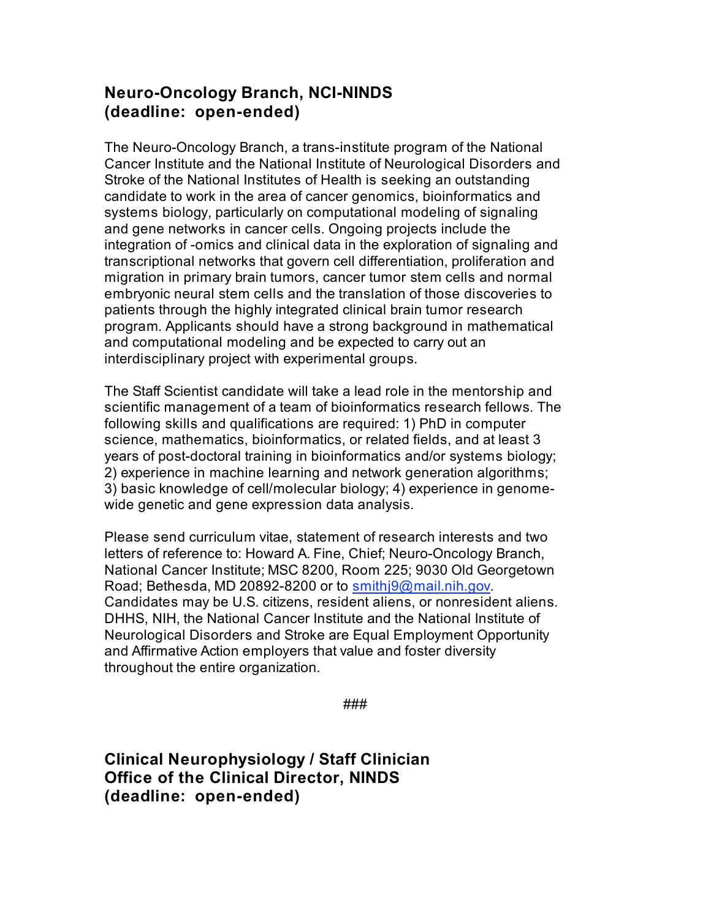## Neuro-Oncology Branch, NCI-NINDS (deadline: open-ended)

The Neuro-Oncology Branch, a trans-institute program of the National Cancer Institute and the National Institute of Neurological Disorders and Stroke of the National Institutes of Health is seeking an outstanding candidate to work in the area of cancer genomics, bioinformatics and systems biology, particularly on computational modeling of signaling and gene networks in cancer cells. Ongoing projects include the integration of -omics and clinical data in the exploration of signaling and transcriptional networks that govern cell differentiation, proliferation and migration in primary brain tumors, cancer tumor stem cells and normal embryonic neural stem cells and the translation of those discoveries to patients through the highly integrated clinical brain tumor research program. Applicants should have a strong background in mathematical and computational modeling and be expected to carry out an interdisciplinary project with experimental groups.

The Staff Scientist candidate will take a lead role in the mentorship and scientific management of a team of bioinformatics research fellows. The following skills and qualifications are required: 1) PhD in computer science, mathematics, bioinformatics, or related fields, and at least 3 years of post-doctoral training in bioinformatics and/or systems biology; 2) experience in machine learning and network generation algorithms; 3) basic knowledge of cell/molecular biology; 4) experience in genome-wide genetic and gene expression data analysis.

Please send curriculum vitae, statement of research interests and two letters of reference to: Howard A. Fine, Chief; Neuro-Oncology Branch, National Cancer Institute; MSC 8200, Room 225; 9030 Old Georgetown Road; Bethesda, MD 20892-8200 or to smithj9@mail.nih.gov. Candidates may be U.S. citizens, resident aliens, or nonresident aliens. DHHS, NIH, the National Cancer Institute and the National Institute of Neurological Disorders and Stroke are Equal Employment Opportunity and Affirmative Action employers that value and foster diversity throughout the entire organization.

###

## Clinical Neurophysiology / Staff Clinician Office of the Clinical Director, NINDS (deadline: open-ended)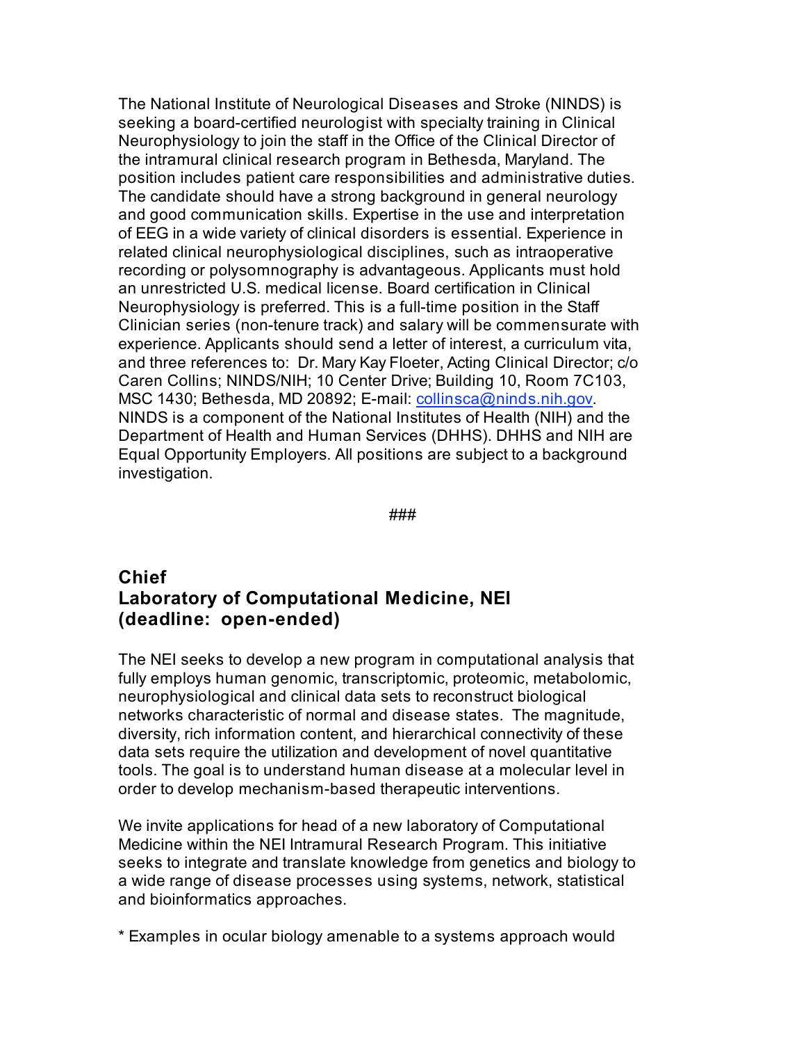The National Institute of Neurological Diseases and Stroke (NINDS) is seeking a board-certified neurologist with specialty training in Clinical Neurophysiology to join the staff in the Office of the Clinical Director of the intramural clinical research program in Bethesda, Maryland. The position includes patient care responsibilities and administrative duties. The candidate should have a strong background in general neurology and good communication skills. Expertise in the use and interpretation of EEG in a wide variety of clinical disorders is essential. Experience in related clinical neurophysiological disciplines, such as intraoperative recording or polysomnography is advantageous. Applicants must hold an unrestricted U.S. medical license. Board certification in Clinical Neurophysiology is preferred. This is a full-time position in the Staff Clinician series (non-tenure track) and salary will be commensurate with experience. Applicants should send a letter of interest, a curriculum vita, and three references to: Dr. Mary Kay Floeter, Acting Clinical Director; c/o Caren Collins; NINDS/NIH; 10 Center Drive; Building 10, Room 7C103, MSC 1430; Bethesda, MD 20892; E-mail: collinsca@ninds.nih.gov. NINDS is a component of the National Institutes of Health (NIH) and the Department of Health and Human Services (DHHS). DHHS and NIH are Equal Opportunity Employers. All positions are subject to a background investigation.

###

## Chief
## Laboratory of Computational Medicine, NEI
## (deadline: open-ended)

The NEI seeks to develop a new program in computational analysis that fully employs human genomic, transcriptomic, proteomic, metabolomic, neurophysiological and clinical data sets to reconstruct biological networks characteristic of normal and disease states. The magnitude, diversity, rich information content, and hierarchical connectivity of these data sets require the utilization and development of novel quantitative tools. The goal is to understand human disease at a molecular level in order to develop mechanism-based therapeutic interventions.

We invite applications for head of a new laboratory of Computational Medicine within the NEI Intramural Research Program. This initiative seeks to integrate and translate knowledge from genetics and biology to a wide range of disease processes using systems, network, statistical and bioinformatics approaches.

* Examples in ocular biology amenable to a systems approach would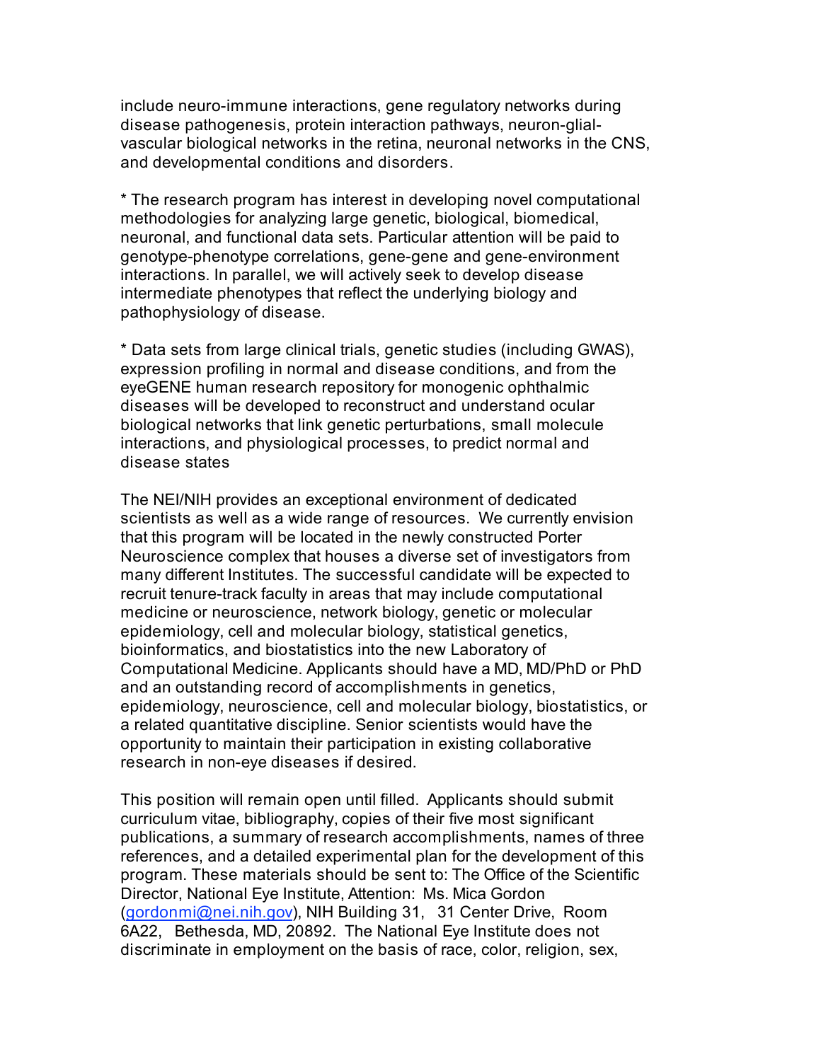include neuro-immune interactions, gene regulatory networks during disease pathogenesis, protein interaction pathways, neuron-glial-vascular biological networks in the retina, neuronal networks in the CNS, and developmental conditions and disorders.

* The research program has interest in developing novel computational methodologies for analyzing large genetic, biological, biomedical, neuronal, and functional data sets. Particular attention will be paid to genotype-phenotype correlations, gene-gene and gene-environment interactions. In parallel, we will actively seek to develop disease intermediate phenotypes that reflect the underlying biology and pathophysiology of disease.

* Data sets from large clinical trials, genetic studies (including GWAS), expression profiling in normal and disease conditions, and from the eyeGENE human research repository for monogenic ophthalmic diseases will be developed to reconstruct and understand ocular biological networks that link genetic perturbations, small molecule interactions, and physiological processes, to predict normal and disease states

The NEI/NIH provides an exceptional environment of dedicated scientists as well as a wide range of resources. We currently envision that this program will be located in the newly constructed Porter Neuroscience complex that houses a diverse set of investigators from many different Institutes. The successful candidate will be expected to recruit tenure-track faculty in areas that may include computational medicine or neuroscience, network biology, genetic or molecular epidemiology, cell and molecular biology, statistical genetics, bioinformatics, and biostatistics into the new Laboratory of Computational Medicine. Applicants should have a MD, MD/PhD or PhD and an outstanding record of accomplishments in genetics, epidemiology, neuroscience, cell and molecular biology, biostatistics, or a related quantitative discipline. Senior scientists would have the opportunity to maintain their participation in existing collaborative research in non-eye diseases if desired.

This position will remain open until filled. Applicants should submit curriculum vitae, bibliography, copies of their five most significant publications, a summary of research accomplishments, names of three references, and a detailed experimental plan for the development of this program. These materials should be sent to: The Office of the Scientific Director, National Eye Institute, Attention: Ms. Mica Gordon (gordonmi@nei.nih.gov), NIH Building 31, 31 Center Drive, Room 6A22, Bethesda, MD, 20892. The National Eye Institute does not discriminate in employment on the basis of race, color, religion, sex,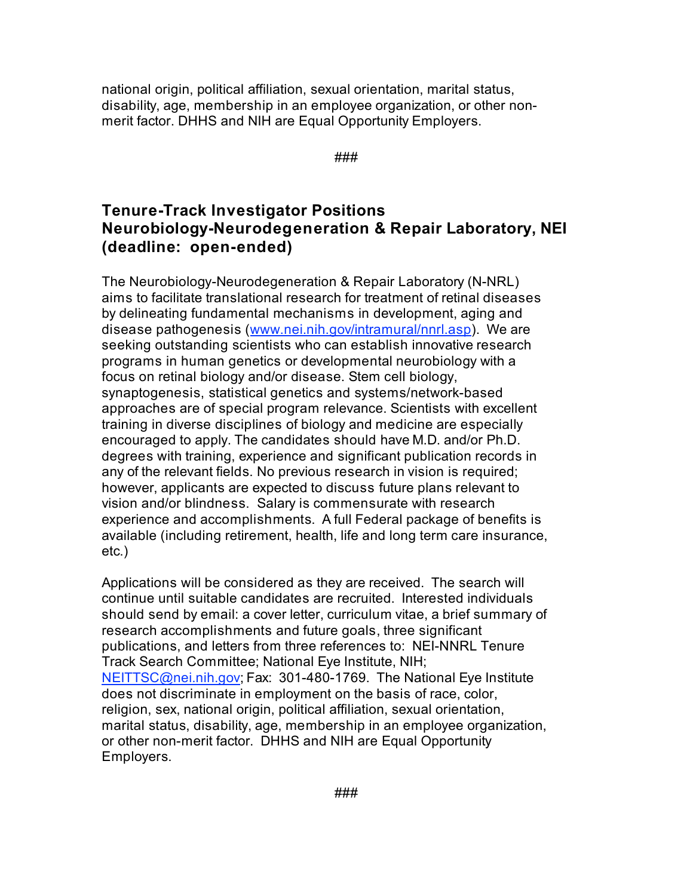national origin, political affiliation, sexual orientation, marital status, disability, age, membership in an employee organization, or other non-merit factor. DHHS and NIH are Equal Opportunity Employers.

###

## Tenure-Track Investigator Positions
## Neurobiology-Neurodegeneration & Repair Laboratory, NEI
## (deadline: open-ended)

The Neurobiology-Neurodegeneration & Repair Laboratory (N-NRL) aims to facilitate translational research for treatment of retinal diseases by delineating fundamental mechanisms in development, aging and disease pathogenesis (www.nei.nih.gov/intramural/nnrl.asp). We are seeking outstanding scientists who can establish innovative research programs in human genetics or developmental neurobiology with a focus on retinal biology and/or disease. Stem cell biology, synaptogenesis, statistical genetics and systems/network-based approaches are of special program relevance. Scientists with excellent training in diverse disciplines of biology and medicine are especially encouraged to apply. The candidates should have M.D. and/or Ph.D. degrees with training, experience and significant publication records in any of the relevant fields. No previous research in vision is required; however, applicants are expected to discuss future plans relevant to vision and/or blindness. Salary is commensurate with research experience and accomplishments. A full Federal package of benefits is available (including retirement, health, life and long term care insurance, etc.)

Applications will be considered as they are received. The search will continue until suitable candidates are recruited. Interested individuals should send by email: a cover letter, curriculum vitae, a brief summary of research accomplishments and future goals, three significant publications, and letters from three references to: NEI-NNRL Tenure Track Search Committee; National Eye Institute, NIH; NEITTSC@nei.nih.gov; Fax: 301-480-1769. The National Eye Institute does not discriminate in employment on the basis of race, color, religion, sex, national origin, political affiliation, sexual orientation, marital status, disability, age, membership in an employee organization, or other non-merit factor. DHHS and NIH are Equal Opportunity Employers.

###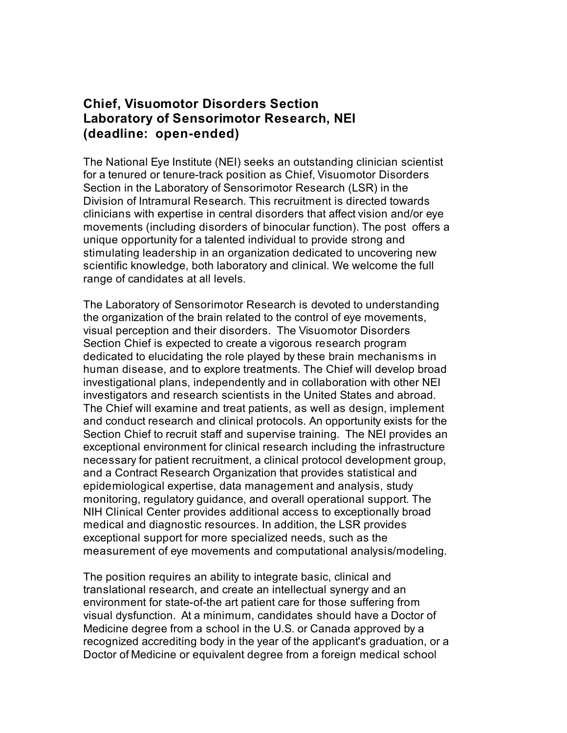## Chief, Visuomotor Disorders Section
## Laboratory of Sensorimotor Research, NEI
## (deadline: open-ended)

The National Eye Institute (NEI) seeks an outstanding clinician scientist for a tenured or tenure-track position as Chief, Visuomotor Disorders Section in the Laboratory of Sensorimotor Research (LSR) in the Division of Intramural Research. This recruitment is directed towards clinicians with expertise in central disorders that affect vision and/or eye movements (including disorders of binocular function). The post offers a unique opportunity for a talented individual to provide strong and stimulating leadership in an organization dedicated to uncovering new scientific knowledge, both laboratory and clinical. We welcome the full range of candidates at all levels.

The Laboratory of Sensorimotor Research is devoted to understanding the organization of the brain related to the control of eye movements, visual perception and their disorders. The Visuomotor Disorders Section Chief is expected to create a vigorous research program dedicated to elucidating the role played by these brain mechanisms in human disease, and to explore treatments. The Chief will develop broad investigational plans, independently and in collaboration with other NEI investigators and research scientists in the United States and abroad. The Chief will examine and treat patients, as well as design, implement and conduct research and clinical protocols. An opportunity exists for the Section Chief to recruit staff and supervise training. The NEI provides an exceptional environment for clinical research including the infrastructure necessary for patient recruitment, a clinical protocol development group, and a Contract Research Organization that provides statistical and epidemiological expertise, data management and analysis, study monitoring, regulatory guidance, and overall operational support. The NIH Clinical Center provides additional access to exceptionally broad medical and diagnostic resources. In addition, the LSR provides exceptional support for more specialized needs, such as the measurement of eye movements and computational analysis/modeling.

The position requires an ability to integrate basic, clinical and translational research, and create an intellectual synergy and an environment for state-of-the art patient care for those suffering from visual dysfunction. At a minimum, candidates should have a Doctor of Medicine degree from a school in the U.S. or Canada approved by a recognized accrediting body in the year of the applicant's graduation, or a Doctor of Medicine or equivalent degree from a foreign medical school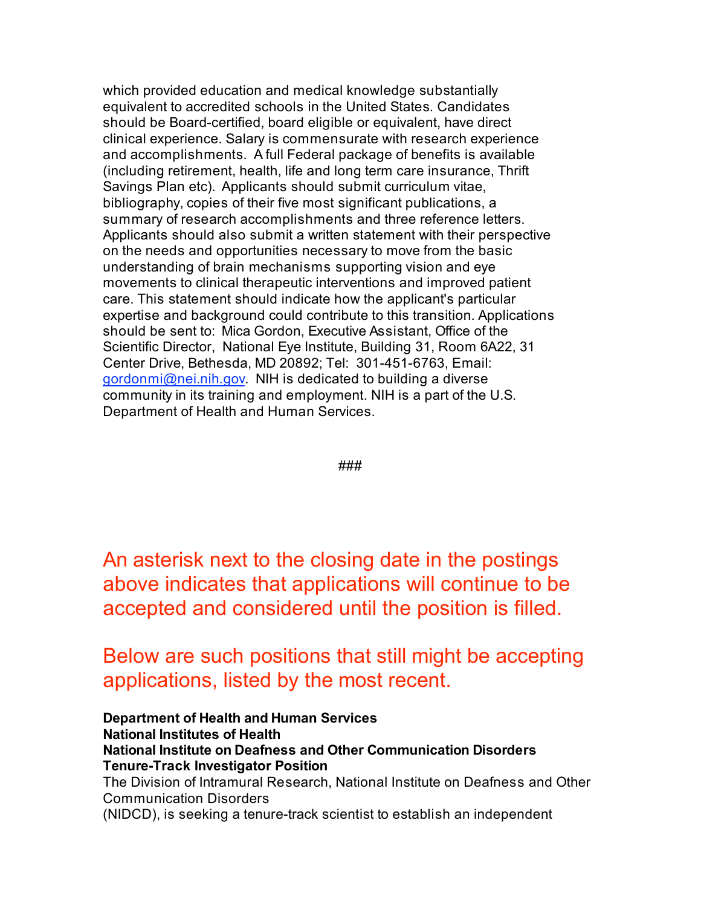which provided education and medical knowledge substantially equivalent to accredited schools in the United States. Candidates should be Board-certified, board eligible or equivalent, have direct clinical experience. Salary is commensurate with research experience and accomplishments. A full Federal package of benefits is available (including retirement, health, life and long term care insurance, Thrift Savings Plan etc). Applicants should submit curriculum vitae, bibliography, copies of their five most significant publications, a summary of research accomplishments and three reference letters. Applicants should also submit a written statement with their perspective on the needs and opportunities necessary to move from the basic understanding of brain mechanisms supporting vision and eye movements to clinical therapeutic interventions and improved patient care. This statement should indicate how the applicant's particular expertise and background could contribute to this transition. Applications should be sent to: Mica Gordon, Executive Assistant, Office of the Scientific Director, National Eye Institute, Building 31, Room 6A22, 31 Center Drive, Bethesda, MD 20892; Tel: 301-451-6763, Email: gordonmi@nei.nih.gov. NIH is dedicated to building a diverse community in its training and employment. NIH is a part of the U.S. Department of Health and Human Services.

###

An asterisk next to the closing date in the postings above indicates that applications will continue to be accepted and considered until the position is filled.

Below are such positions that still might be accepting applications, listed by the most recent.

**Department of Health and Human Services**
**National Institutes of Health**
**National Institute on Deafness and Other Communication Disorders**
**Tenure-Track Investigator Position**

The Division of Intramural Research, National Institute on Deafness and Other Communication Disorders (NIDCD), is seeking a tenure-track scientist to establish an independent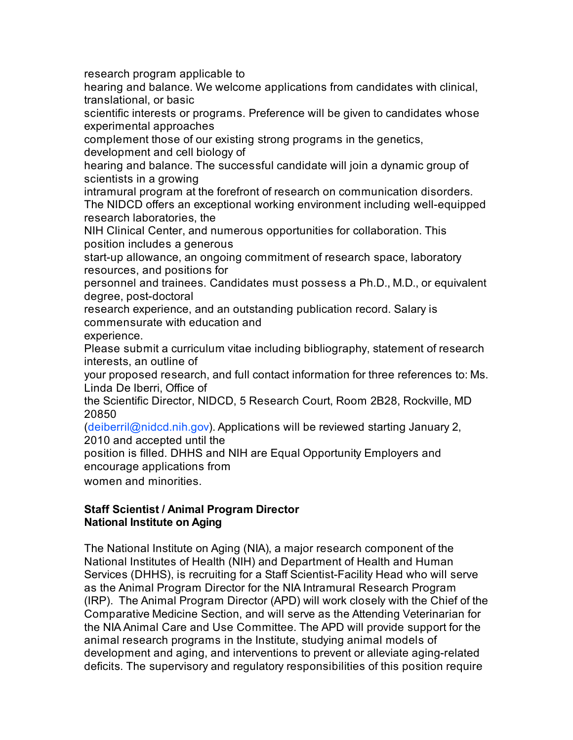research program applicable to hearing and balance. We welcome applications from candidates with clinical, translational, or basic scientific interests or programs. Preference will be given to candidates whose experimental approaches complement those of our existing strong programs in the genetics, development and cell biology of hearing and balance. The successful candidate will join a dynamic group of scientists in a growing intramural program at the forefront of research on communication disorders. The NIDCD offers an exceptional working environment including well-equipped research laboratories, the NIH Clinical Center, and numerous opportunities for collaboration. This position includes a generous start-up allowance, an ongoing commitment of research space, laboratory resources, and positions for personnel and trainees. Candidates must possess a Ph.D., M.D., or equivalent degree, post-doctoral research experience, and an outstanding publication record. Salary is commensurate with education and experience.

Please submit a curriculum vitae including bibliography, statement of research interests, an outline of your proposed research, and full contact information for three references to: Ms. Linda De Iberri, Office of the Scientific Director, NIDCD, 5 Research Court, Room 2B28, Rockville, MD 20850 (deiberril@nidcd.nih.gov). Applications will be reviewed starting January 2, 2010 and accepted until the position is filled. DHHS and NIH are Equal Opportunity Employers and encourage applications from women and minorities.

**Staff Scientist / Animal Program Director**
**National Institute on Aging**

The National Institute on Aging (NIA), a major research component of the National Institutes of Health (NIH) and Department of Health and Human Services (DHHS), is recruiting for a Staff Scientist-Facility Head who will serve as the Animal Program Director for the NIA Intramural Research Program (IRP). The Animal Program Director (APD) will work closely with the Chief of the Comparative Medicine Section, and will serve as the Attending Veterinarian for the NIA Animal Care and Use Committee. The APD will provide support for the animal research programs in the Institute, studying animal models of development and aging, and interventions to prevent or alleviate aging-related deficits. The supervisory and regulatory responsibilities of this position require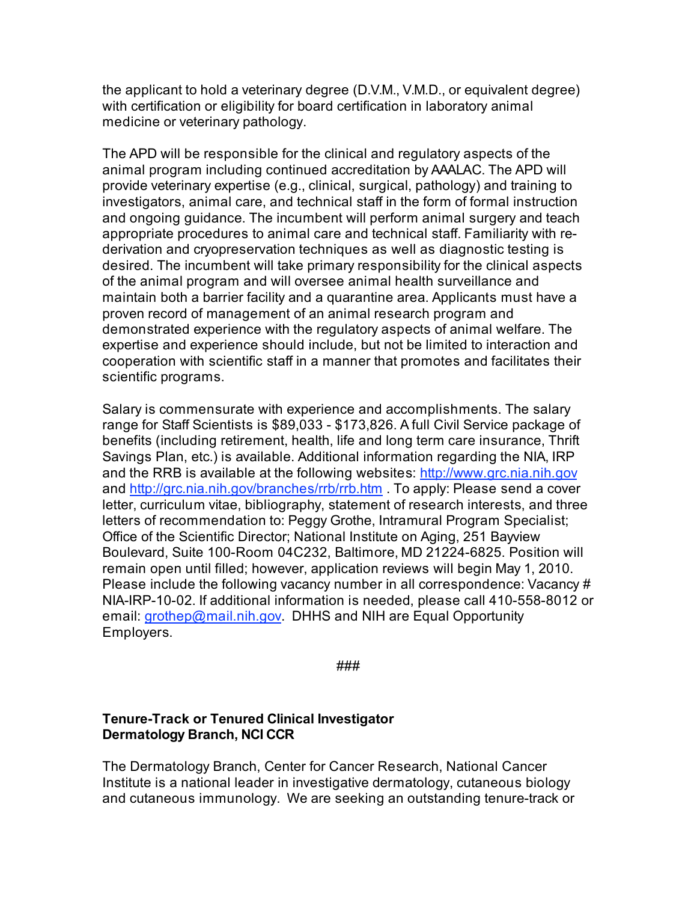the applicant to hold a veterinary degree (D.V.M., V.M.D., or equivalent degree) with certification or eligibility for board certification in laboratory animal medicine or veterinary pathology.

The APD will be responsible for the clinical and regulatory aspects of the animal program including continued accreditation by AAALAC. The APD will provide veterinary expertise (e.g., clinical, surgical, pathology) and training to investigators, animal care, and technical staff in the form of formal instruction and ongoing guidance. The incumbent will perform animal surgery and teach appropriate procedures to animal care and technical staff. Familiarity with re-derivation and cryopreservation techniques as well as diagnostic testing is desired. The incumbent will take primary responsibility for the clinical aspects of the animal program and will oversee animal health surveillance and maintain both a barrier facility and a quarantine area. Applicants must have a proven record of management of an animal research program and demonstrated experience with the regulatory aspects of animal welfare. The expertise and experience should include, but not be limited to interaction and cooperation with scientific staff in a manner that promotes and facilitates their scientific programs.

Salary is commensurate with experience and accomplishments. The salary range for Staff Scientists is $89,033 - $173,826. A full Civil Service package of benefits (including retirement, health, life and long term care insurance, Thrift Savings Plan, etc.) is available. Additional information regarding the NIA, IRP and the RRB is available at the following websites: [http://www.grc.nia.nih.gov](http://www.grc.nia.nih.gov) and [http://grc.nia.nih.gov/branches/rrb/rrb.htm](http://grc.nia.nih.gov/branches/rrb/rrb.htm) . To apply: Please send a cover letter, curriculum vitae, bibliography, statement of research interests, and three letters of recommendation to: Peggy Grothe, Intramural Program Specialist; Office of the Scientific Director; National Institute on Aging, 251 Bayview Boulevard, Suite 100-Room 04C232, Baltimore, MD 21224-6825. Position will remain open until filled; however, application reviews will begin May 1, 2010. Please include the following vacancy number in all correspondence: Vacancy # NIA-IRP-10-02. If additional information is needed, please call 410-558-8012 or email: [grothep@mail.nih.gov](mailto:grothep@mail.nih.gov). DHHS and NIH are Equal Opportunity Employers.

###

**Tenure-Track or Tenured Clinical Investigator**
**Dermatology Branch, NCI CCR**

The Dermatology Branch, Center for Cancer Research, National Cancer Institute is a national leader in investigative dermatology, cutaneous biology and cutaneous immunology. We are seeking an outstanding tenure-track or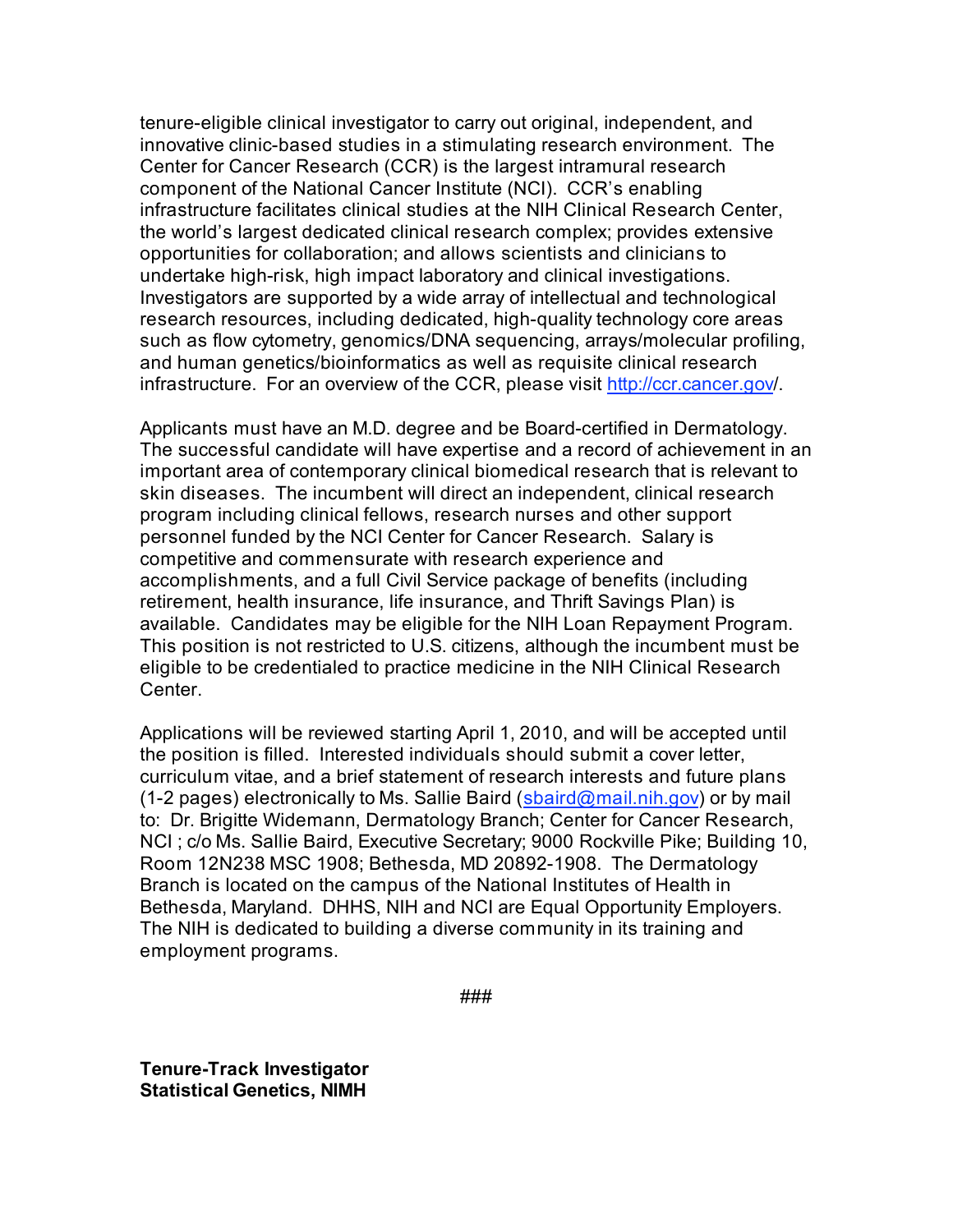tenure-eligible clinical investigator to carry out original, independent, and innovative clinic-based studies in a stimulating research environment. The Center for Cancer Research (CCR) is the largest intramural research component of the National Cancer Institute (NCI). CCR's enabling infrastructure facilitates clinical studies at the NIH Clinical Research Center, the world's largest dedicated clinical research complex; provides extensive opportunities for collaboration; and allows scientists and clinicians to undertake high-risk, high impact laboratory and clinical investigations. Investigators are supported by a wide array of intellectual and technological research resources, including dedicated, high-quality technology core areas such as flow cytometry, genomics/DNA sequencing, arrays/molecular profiling, and human genetics/bioinformatics as well as requisite clinical research infrastructure. For an overview of the CCR, please visit http://ccr.cancer.gov/.

Applicants must have an M.D. degree and be Board-certified in Dermatology. The successful candidate will have expertise and a record of achievement in an important area of contemporary clinical biomedical research that is relevant to skin diseases. The incumbent will direct an independent, clinical research program including clinical fellows, research nurses and other support personnel funded by the NCI Center for Cancer Research. Salary is competitive and commensurate with research experience and accomplishments, and a full Civil Service package of benefits (including retirement, health insurance, life insurance, and Thrift Savings Plan) is available. Candidates may be eligible for the NIH Loan Repayment Program. This position is not restricted to U.S. citizens, although the incumbent must be eligible to be credentialed to practice medicine in the NIH Clinical Research Center.

Applications will be reviewed starting April 1, 2010, and will be accepted until the position is filled. Interested individuals should submit a cover letter, curriculum vitae, and a brief statement of research interests and future plans (1-2 pages) electronically to Ms. Sallie Baird (sbaird@mail.nih.gov) or by mail to: Dr. Brigitte Widemann, Dermatology Branch; Center for Cancer Research, NCI ; c/o Ms. Sallie Baird, Executive Secretary; 9000 Rockville Pike; Building 10, Room 12N238 MSC 1908; Bethesda, MD 20892-1908. The Dermatology Branch is located on the campus of the National Institutes of Health in Bethesda, Maryland. DHHS, NIH and NCI are Equal Opportunity Employers. The NIH is dedicated to building a diverse community in its training and employment programs.

###

**Tenure-Track Investigator**
**Statistical Genetics, NIMH**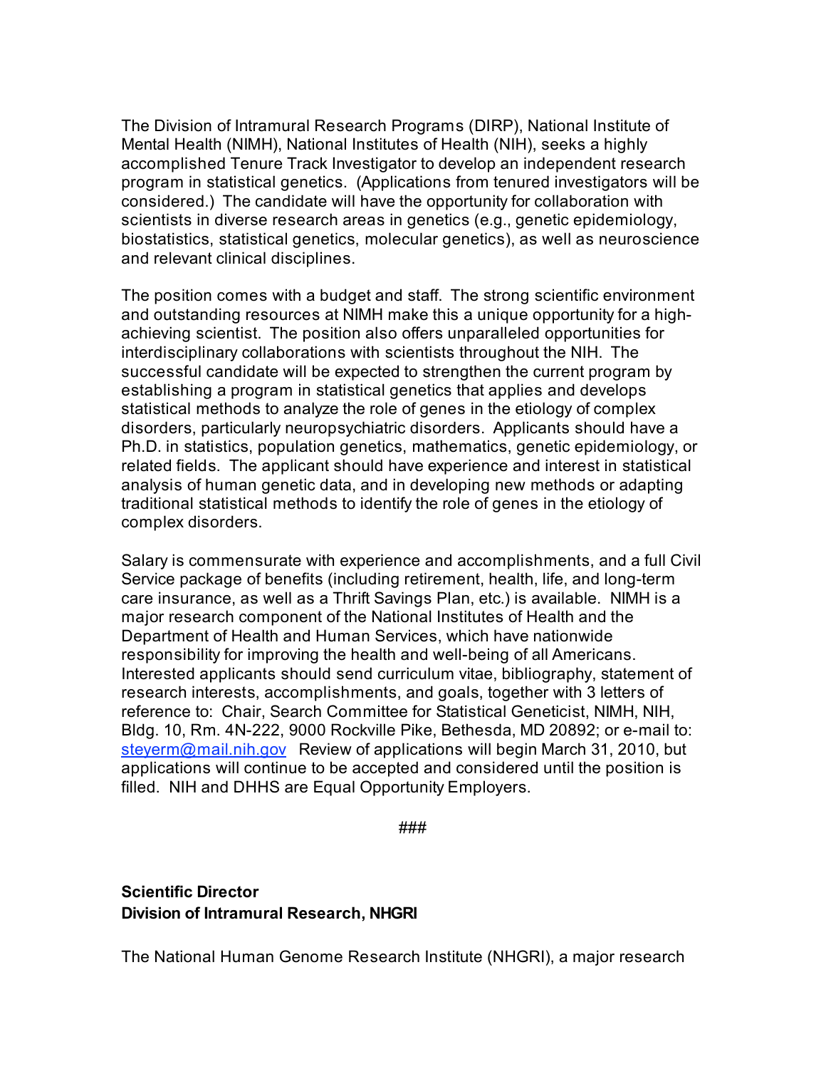The Division of Intramural Research Programs (DIRP), National Institute of Mental Health (NIMH), National Institutes of Health (NIH), seeks a highly accomplished Tenure Track Investigator to develop an independent research program in statistical genetics. (Applications from tenured investigators will be considered.) The candidate will have the opportunity for collaboration with scientists in diverse research areas in genetics (e.g., genetic epidemiology, biostatistics, statistical genetics, molecular genetics), as well as neuroscience and relevant clinical disciplines.

The position comes with a budget and staff. The strong scientific environment and outstanding resources at NIMH make this a unique opportunity for a high-achieving scientist. The position also offers unparalleled opportunities for interdisciplinary collaborations with scientists throughout the NIH. The successful candidate will be expected to strengthen the current program by establishing a program in statistical genetics that applies and develops statistical methods to analyze the role of genes in the etiology of complex disorders, particularly neuropsychiatric disorders. Applicants should have a Ph.D. in statistics, population genetics, mathematics, genetic epidemiology, or related fields. The applicant should have experience and interest in statistical analysis of human genetic data, and in developing new methods or adapting traditional statistical methods to identify the role of genes in the etiology of complex disorders.

Salary is commensurate with experience and accomplishments, and a full Civil Service package of benefits (including retirement, health, life, and long-term care insurance, as well as a Thrift Savings Plan, etc.) is available. NIMH is a major research component of the National Institutes of Health and the Department of Health and Human Services, which have nationwide responsibility for improving the health and well-being of all Americans. Interested applicants should send curriculum vitae, bibliography, statement of research interests, accomplishments, and goals, together with 3 letters of reference to: Chair, Search Committee for Statistical Geneticist, NIMH, NIH, Bldg. 10, Rm. 4N-222, 9000 Rockville Pike, Bethesda, MD 20892; or e-mail to: steyerm@mail.nih.gov Review of applications will begin March 31, 2010, but applications will continue to be accepted and considered until the position is filled. NIH and DHHS are Equal Opportunity Employers.

###

**Scientific Director**
**Division of Intramural Research, NHGRI**

The National Human Genome Research Institute (NHGRI), a major research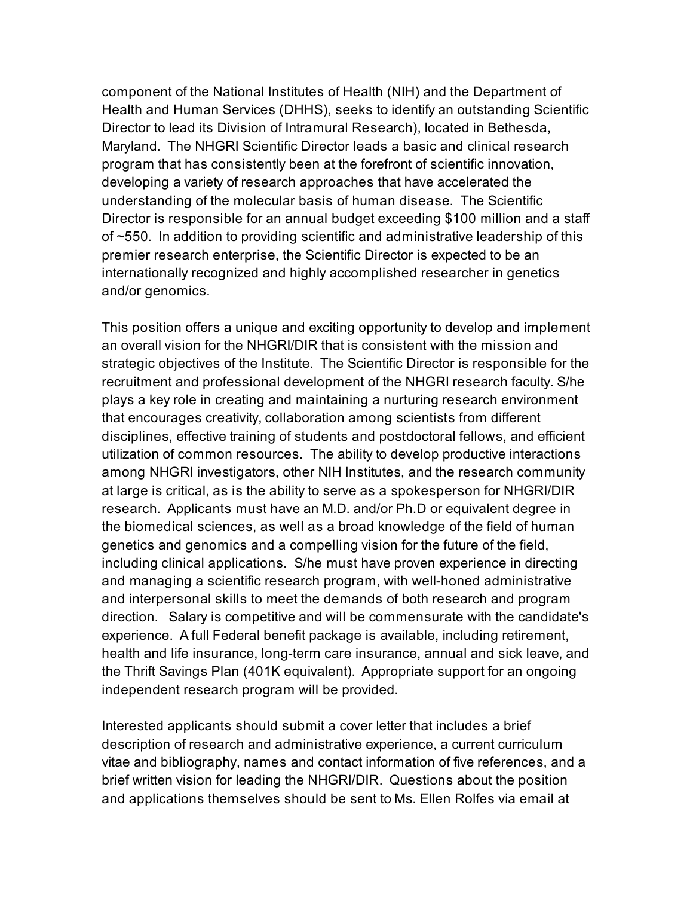component of the National Institutes of Health (NIH) and the Department of Health and Human Services (DHHS), seeks to identify an outstanding Scientific Director to lead its Division of Intramural Research), located in Bethesda, Maryland. The NHGRI Scientific Director leads a basic and clinical research program that has consistently been at the forefront of scientific innovation, developing a variety of research approaches that have accelerated the understanding of the molecular basis of human disease. The Scientific Director is responsible for an annual budget exceeding $100 million and a staff of ~550. In addition to providing scientific and administrative leadership of this premier research enterprise, the Scientific Director is expected to be an internationally recognized and highly accomplished researcher in genetics and/or genomics.

This position offers a unique and exciting opportunity to develop and implement an overall vision for the NHGRI/DIR that is consistent with the mission and strategic objectives of the Institute. The Scientific Director is responsible for the recruitment and professional development of the NHGRI research faculty. S/he plays a key role in creating and maintaining a nurturing research environment that encourages creativity, collaboration among scientists from different disciplines, effective training of students and postdoctoral fellows, and efficient utilization of common resources. The ability to develop productive interactions among NHGRI investigators, other NIH Institutes, and the research community at large is critical, as is the ability to serve as a spokesperson for NHGRI/DIR research. Applicants must have an M.D. and/or Ph.D or equivalent degree in the biomedical sciences, as well as a broad knowledge of the field of human genetics and genomics and a compelling vision for the future of the field, including clinical applications. S/he must have proven experience in directing and managing a scientific research program, with well-honed administrative and interpersonal skills to meet the demands of both research and program direction. Salary is competitive and will be commensurate with the candidate's experience. A full Federal benefit package is available, including retirement, health and life insurance, long-term care insurance, annual and sick leave, and the Thrift Savings Plan (401K equivalent). Appropriate support for an ongoing independent research program will be provided.

Interested applicants should submit a cover letter that includes a brief description of research and administrative experience, a current curriculum vitae and bibliography, names and contact information of five references, and a brief written vision for leading the NHGRI/DIR. Questions about the position and applications themselves should be sent to Ms. Ellen Rolfes via email at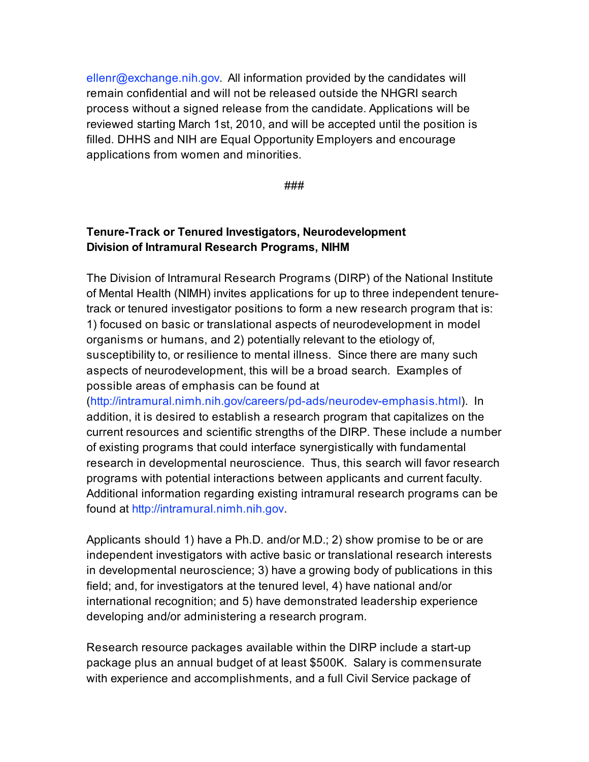ellenr@exchange.nih.gov. All information provided by the candidates will remain confidential and will not be released outside the NHGRI search process without a signed release from the candidate. Applications will be reviewed starting March 1st, 2010, and will be accepted until the position is filled. DHHS and NIH are Equal Opportunity Employers and encourage applications from women and minorities.

###

**Tenure-Track or Tenured Investigators, Neurodevelopment**
**Division of Intramural Research Programs, NIHM**

The Division of Intramural Research Programs (DIRP) of the National Institute of Mental Health (NIMH) invites applications for up to three independent tenure-track or tenured investigator positions to form a new research program that is: 1) focused on basic or translational aspects of neurodevelopment in model organisms or humans, and 2) potentially relevant to the etiology of, susceptibility to, or resilience to mental illness. Since there are many such aspects of neurodevelopment, this will be a broad search. Examples of possible areas of emphasis can be found at (http://intramural.nimh.nih.gov/careers/pd-ads/neurodev-emphasis.html). In addition, it is desired to establish a research program that capitalizes on the current resources and scientific strengths of the DIRP. These include a number of existing programs that could interface synergistically with fundamental research in developmental neuroscience. Thus, this search will favor research programs with potential interactions between applicants and current faculty. Additional information regarding existing intramural research programs can be found at http://intramural.nimh.nih.gov.

Applicants should 1) have a Ph.D. and/or M.D.; 2) show promise to be or are independent investigators with active basic or translational research interests in developmental neuroscience; 3) have a growing body of publications in this field; and, for investigators at the tenured level, 4) have national and/or international recognition; and 5) have demonstrated leadership experience developing and/or administering a research program.

Research resource packages available within the DIRP include a start-up package plus an annual budget of at least $500K. Salary is commensurate with experience and accomplishments, and a full Civil Service package of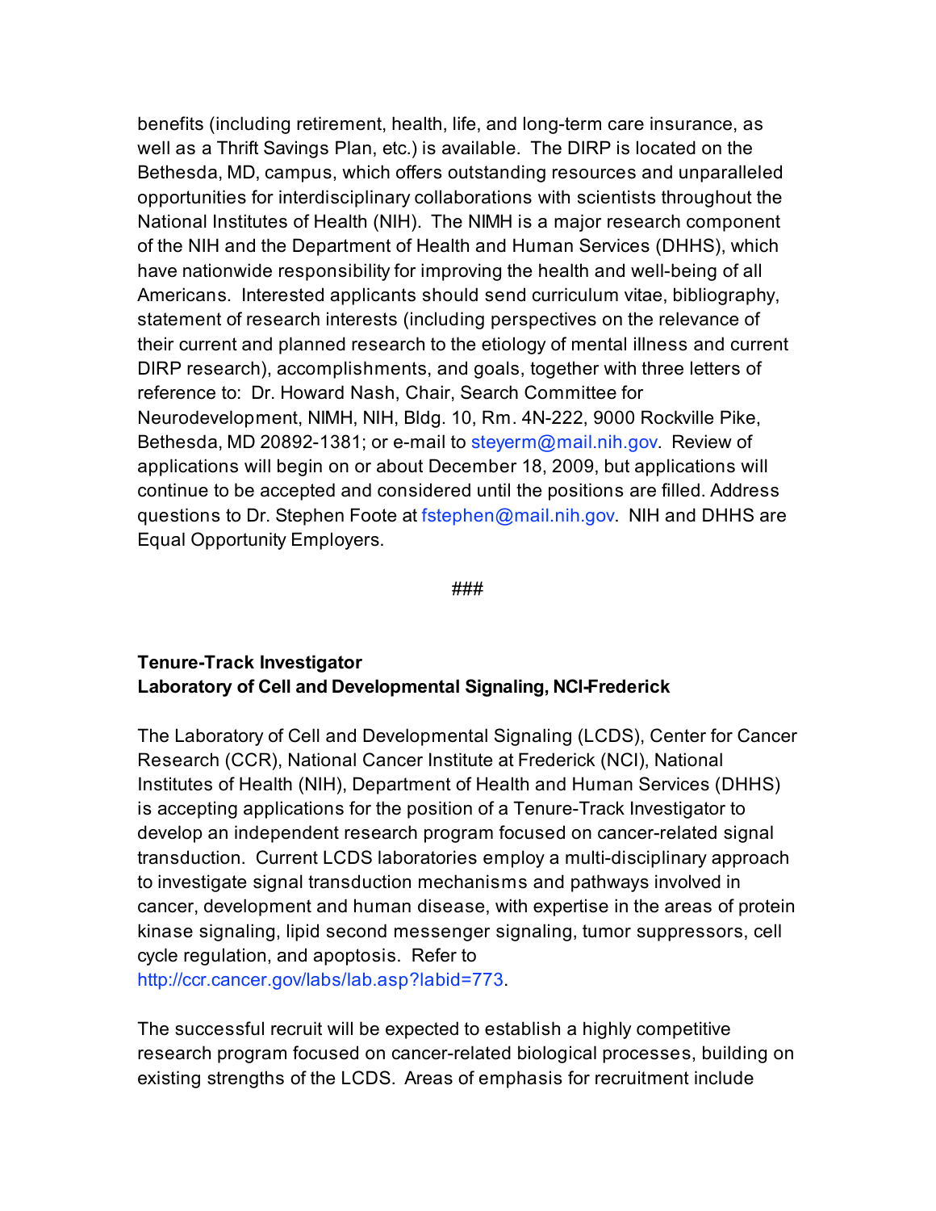benefits (including retirement, health, life, and long-term care insurance, as well as a Thrift Savings Plan, etc.) is available. The DIRP is located on the Bethesda, MD, campus, which offers outstanding resources and unparalleled opportunities for interdisciplinary collaborations with scientists throughout the National Institutes of Health (NIH). The NIMH is a major research component of the NIH and the Department of Health and Human Services (DHHS), which have nationwide responsibility for improving the health and well-being of all Americans. Interested applicants should send curriculum vitae, bibliography, statement of research interests (including perspectives on the relevance of their current and planned research to the etiology of mental illness and current DIRP research), accomplishments, and goals, together with three letters of reference to: Dr. Howard Nash, Chair, Search Committee for Neurodevelopment, NIMH, NIH, Bldg. 10, Rm. 4N-222, 9000 Rockville Pike, Bethesda, MD 20892-1381; or e-mail to steyerm@mail.nih.gov. Review of applications will begin on or about December 18, 2009, but applications will continue to be accepted and considered until the positions are filled. Address questions to Dr. Stephen Foote at fstephen@mail.nih.gov. NIH and DHHS are Equal Opportunity Employers.

###

**Tenure-Track Investigator**
**Laboratory of Cell and Developmental Signaling, NCI-Frederick**

The Laboratory of Cell and Developmental Signaling (LCDS), Center for Cancer Research (CCR), National Cancer Institute at Frederick (NCI), National Institutes of Health (NIH), Department of Health and Human Services (DHHS) is accepting applications for the position of a Tenure-Track Investigator to develop an independent research program focused on cancer-related signal transduction. Current LCDS laboratories employ a multi-disciplinary approach to investigate signal transduction mechanisms and pathways involved in cancer, development and human disease, with expertise in the areas of protein kinase signaling, lipid second messenger signaling, tumor suppressors, cell cycle regulation, and apoptosis. Refer to http://ccr.cancer.gov/labs/lab.asp?labid=773.

The successful recruit will be expected to establish a highly competitive research program focused on cancer-related biological processes, building on existing strengths of the LCDS. Areas of emphasis for recruitment include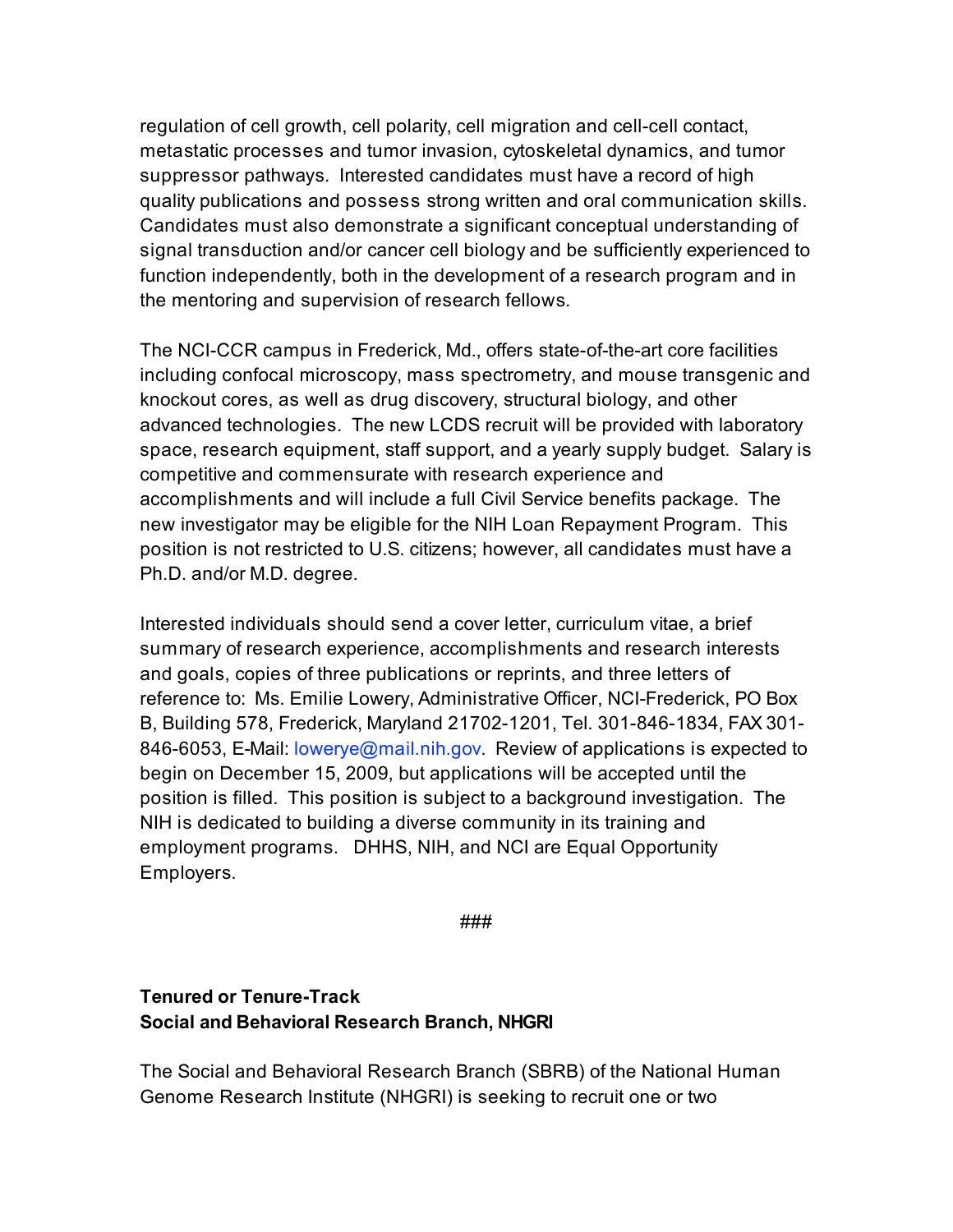regulation of cell growth, cell polarity, cell migration and cell-cell contact, metastatic processes and tumor invasion, cytoskeletal dynamics, and tumor suppressor pathways. Interested candidates must have a record of high quality publications and possess strong written and oral communication skills. Candidates must also demonstrate a significant conceptual understanding of signal transduction and/or cancer cell biology and be sufficiently experienced to function independently, both in the development of a research program and in the mentoring and supervision of research fellows.

The NCI-CCR campus in Frederick, Md., offers state-of-the-art core facilities including confocal microscopy, mass spectrometry, and mouse transgenic and knockout cores, as well as drug discovery, structural biology, and other advanced technologies. The new LCDS recruit will be provided with laboratory space, research equipment, staff support, and a yearly supply budget. Salary is competitive and commensurate with research experience and accomplishments and will include a full Civil Service benefits package. The new investigator may be eligible for the NIH Loan Repayment Program. This position is not restricted to U.S. citizens; however, all candidates must have a Ph.D. and/or M.D. degree.

Interested individuals should send a cover letter, curriculum vitae, a brief summary of research experience, accomplishments and research interests and goals, copies of three publications or reprints, and three letters of reference to: Ms. Emilie Lowery, Administrative Officer, NCI-Frederick, PO Box B, Building 578, Frederick, Maryland 21702-1201, Tel. 301-846-1834, FAX 301-846-6053, E-Mail: [email protected]. Review of applications is expected to begin on December 15, 2009, but applications will be accepted until the position is filled. This position is subject to a background investigation. The NIH is dedicated to building a diverse community in its training and employment programs. DHHS, NIH, and NCI are Equal Opportunity Employers.

###

**Tenured or Tenure-Track**
**Social and Behavioral Research Branch, NHGRI**

The Social and Behavioral Research Branch (SBRB) of the National Human Genome Research Institute (NHGRI) is seeking to recruit one or two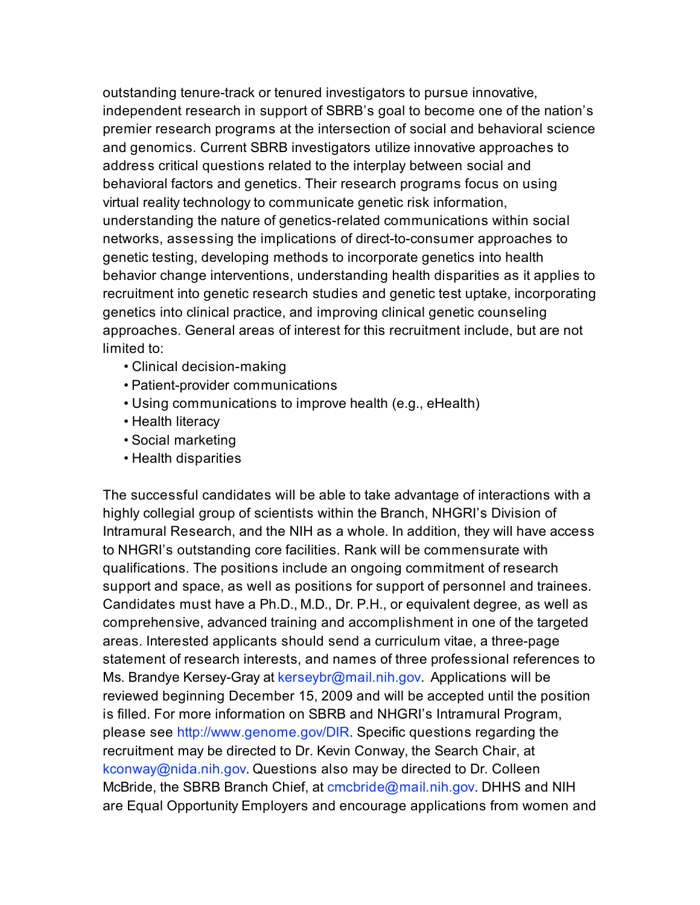outstanding tenure-track or tenured investigators to pursue innovative, independent research in support of SBRB's goal to become one of the nation's premier research programs at the intersection of social and behavioral science and genomics. Current SBRB investigators utilize innovative approaches to address critical questions related to the interplay between social and behavioral factors and genetics. Their research programs focus on using virtual reality technology to communicate genetic risk information, understanding the nature of genetics-related communications within social networks, assessing the implications of direct-to-consumer approaches to genetic testing, developing methods to incorporate genetics into health behavior change interventions, understanding health disparities as it applies to recruitment into genetic research studies and genetic test uptake, incorporating genetics into clinical practice, and improving clinical genetic counseling approaches. General areas of interest for this recruitment include, but are not limited to:

- Clinical decision-making
- Patient-provider communications
- Using communications to improve health (e.g., eHealth)
- Health literacy
- Social marketing
- Health disparities

The successful candidates will be able to take advantage of interactions with a highly collegial group of scientists within the Branch, NHGRI's Division of Intramural Research, and the NIH as a whole. In addition, they will have access to NHGRI's outstanding core facilities. Rank will be commensurate with qualifications. The positions include an ongoing commitment of research support and space, as well as positions for support of personnel and trainees. Candidates must have a Ph.D., M.D., Dr. P.H., or equivalent degree, as well as comprehensive, advanced training and accomplishment in one of the targeted areas. Interested applicants should send a curriculum vitae, a three-page statement of research interests, and names of three professional references to Ms. Brandye Kersey-Gray at kerseybr@mail.nih.gov. Applications will be reviewed beginning December 15, 2009 and will be accepted until the position is filled. For more information on SBRB and NHGRI's Intramural Program, please see http://www.genome.gov/DIR. Specific questions regarding the recruitment may be directed to Dr. Kevin Conway, the Search Chair, at kconway@nida.nih.gov. Questions also may be directed to Dr. Colleen McBride, the SBRB Branch Chief, at cmcbride@mail.nih.gov. DHHS and NIH are Equal Opportunity Employers and encourage applications from women and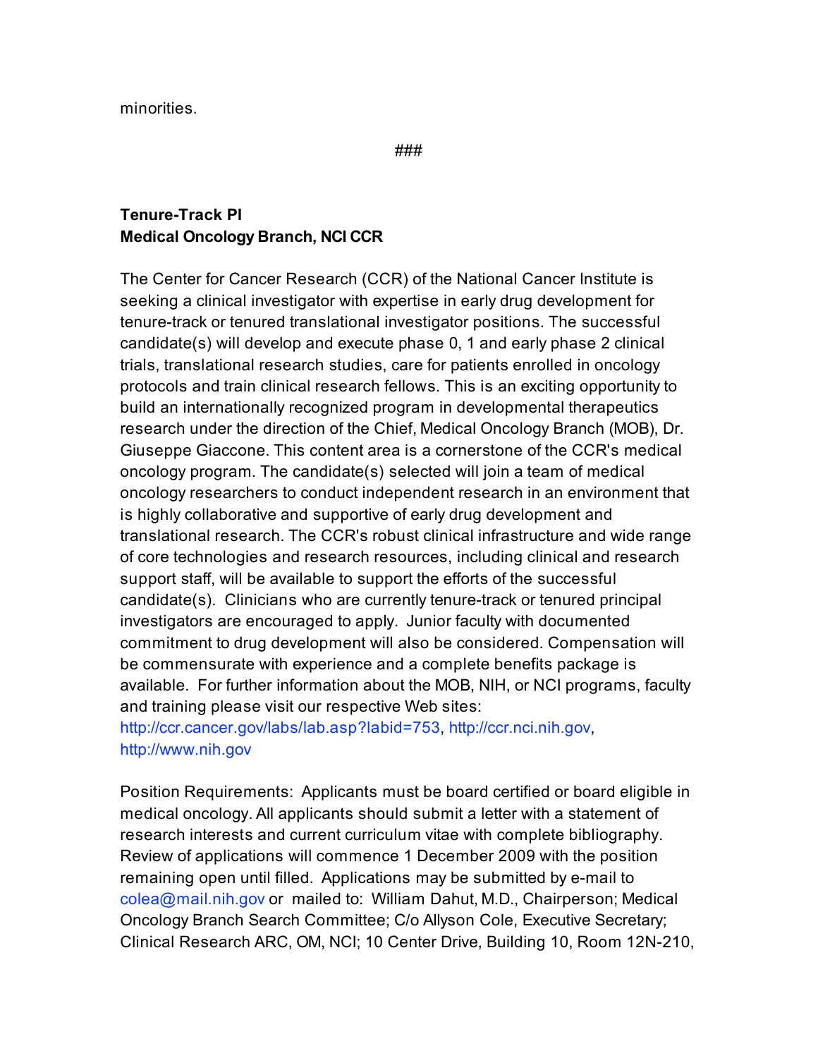minorities.

###

**Tenure-Track PI**
**Medical Oncology Branch, NCI CCR**

The Center for Cancer Research (CCR) of the National Cancer Institute is seeking a clinical investigator with expertise in early drug development for tenure-track or tenured translational investigator positions. The successful candidate(s) will develop and execute phase 0, 1 and early phase 2 clinical trials, translational research studies, care for patients enrolled in oncology protocols and train clinical research fellows. This is an exciting opportunity to build an internationally recognized program in developmental therapeutics research under the direction of the Chief, Medical Oncology Branch (MOB), Dr. Giuseppe Giaccone. This content area is a cornerstone of the CCR's medical oncology program. The candidate(s) selected will join a team of medical oncology researchers to conduct independent research in an environment that is highly collaborative and supportive of early drug development and translational research. The CCR's robust clinical infrastructure and wide range of core technologies and research resources, including clinical and research support staff, will be available to support the efforts of the successful candidate(s). Clinicians who are currently tenure-track or tenured principal investigators are encouraged to apply. Junior faculty with documented commitment to drug development will also be considered. Compensation will be commensurate with experience and a complete benefits package is available. For further information about the MOB, NIH, or NCI programs, faculty and training please visit our respective Web sites: http://ccr.cancer.gov/labs/lab.asp?labid=753, http://ccr.nci.nih.gov, http://www.nih.gov

Position Requirements: Applicants must be board certified or board eligible in medical oncology. All applicants should submit a letter with a statement of research interests and current curriculum vitae with complete bibliography. Review of applications will commence 1 December 2009 with the position remaining open until filled. Applications may be submitted by e-mail to colea@mail.nih.gov or mailed to: William Dahut, M.D., Chairperson; Medical Oncology Branch Search Committee; C/o Allyson Cole, Executive Secretary; Clinical Research ARC, OM, NCI; 10 Center Drive, Building 10, Room 12N-210,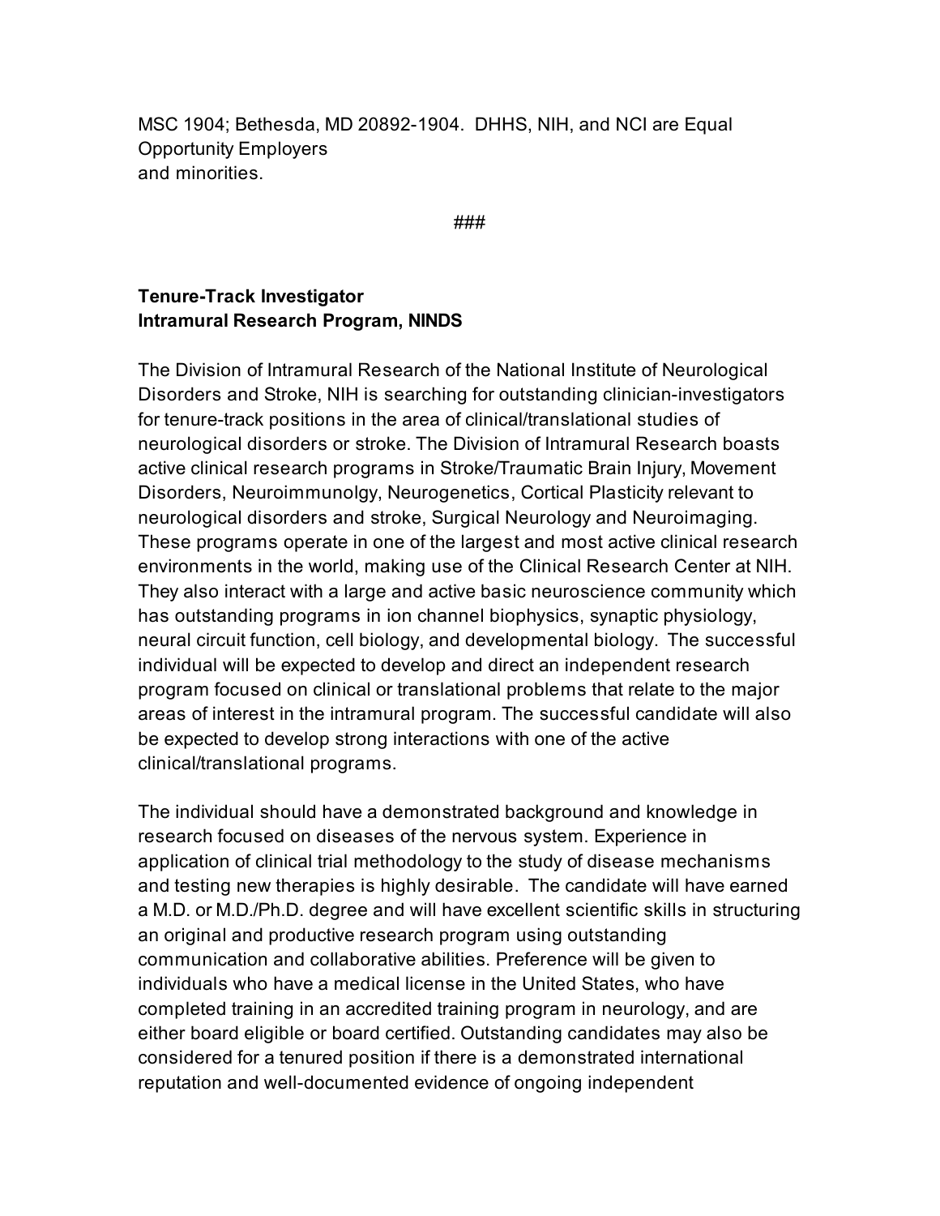MSC 1904; Bethesda, MD 20892-1904. DHHS, NIH, and NCI are Equal Opportunity Employers
and minorities.

###

**Tenure-Track Investigator**
**Intramural Research Program, NINDS**

The Division of Intramural Research of the National Institute of Neurological Disorders and Stroke, NIH is searching for outstanding clinician-investigators for tenure-track positions in the area of clinical/translational studies of neurological disorders or stroke. The Division of Intramural Research boasts active clinical research programs in Stroke/Traumatic Brain Injury, Movement Disorders, Neuroimmunolgy, Neurogenetics, Cortical Plasticity relevant to neurological disorders and stroke, Surgical Neurology and Neuroimaging. These programs operate in one of the largest and most active clinical research environments in the world, making use of the Clinical Research Center at NIH. They also interact with a large and active basic neuroscience community which has outstanding programs in ion channel biophysics, synaptic physiology, neural circuit function, cell biology, and developmental biology. The successful individual will be expected to develop and direct an independent research program focused on clinical or translational problems that relate to the major areas of interest in the intramural program. The successful candidate will also be expected to develop strong interactions with one of the active clinical/translational programs.

The individual should have a demonstrated background and knowledge in research focused on diseases of the nervous system. Experience in application of clinical trial methodology to the study of disease mechanisms and testing new therapies is highly desirable. The candidate will have earned a M.D. or M.D./Ph.D. degree and will have excellent scientific skills in structuring an original and productive research program using outstanding communication and collaborative abilities. Preference will be given to individuals who have a medical license in the United States, who have completed training in an accredited training program in neurology, and are either board eligible or board certified. Outstanding candidates may also be considered for a tenured position if there is a demonstrated international reputation and well-documented evidence of ongoing independent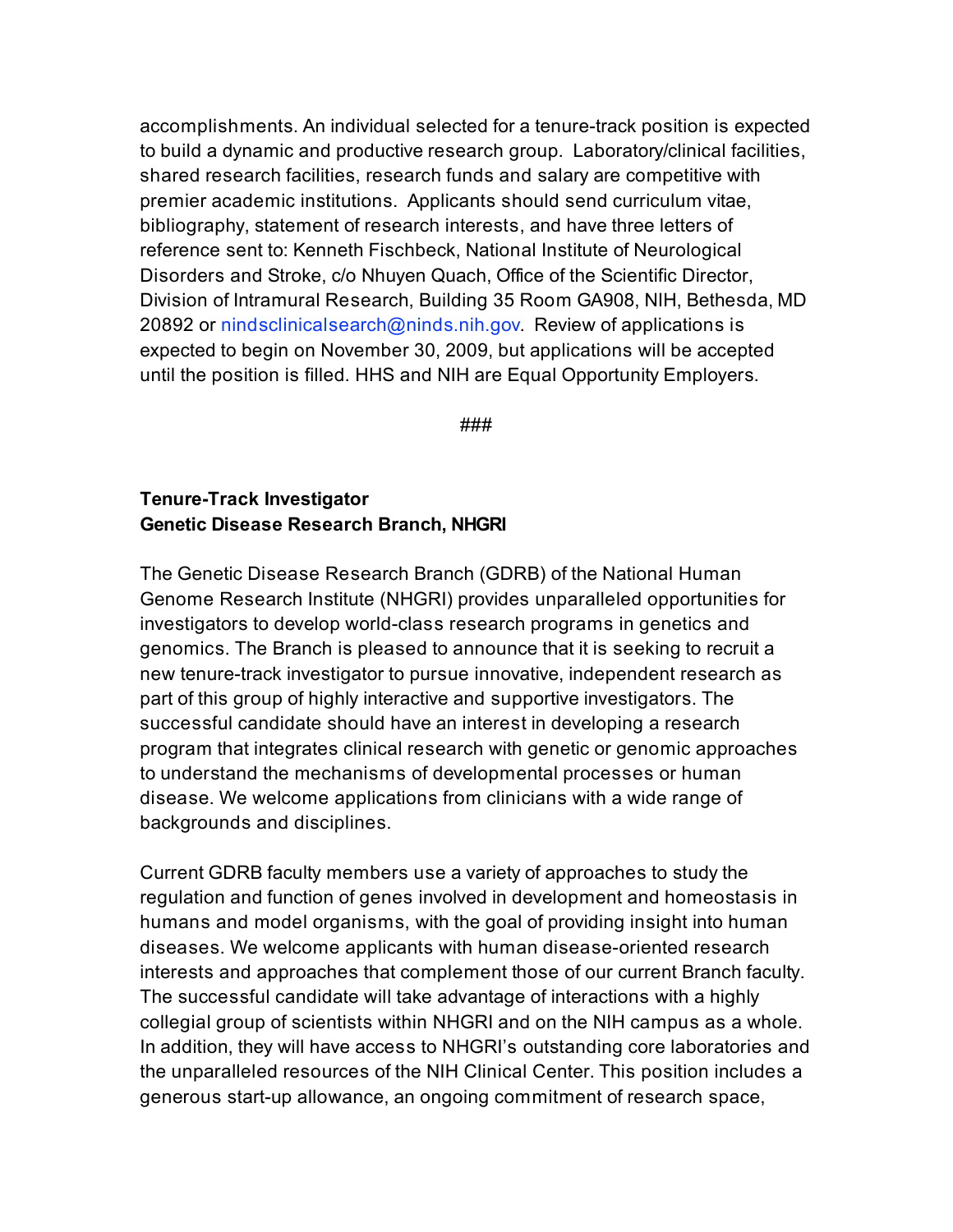accomplishments. An individual selected for a tenure-track position is expected to build a dynamic and productive research group. Laboratory/clinical facilities, shared research facilities, research funds and salary are competitive with premier academic institutions. Applicants should send curriculum vitae, bibliography, statement of research interests, and have three letters of reference sent to: Kenneth Fischbeck, National Institute of Neurological Disorders and Stroke, c/o Nhuyen Quach, Office of the Scientific Director, Division of Intramural Research, Building 35 Room GA908, NIH, Bethesda, MD 20892 or nindsclinicalsearch@ninds.nih.gov. Review of applications is expected to begin on November 30, 2009, but applications will be accepted until the position is filled. HHS and NIH are Equal Opportunity Employers.

###

**Tenure-Track Investigator**
**Genetic Disease Research Branch, NHGRI**

The Genetic Disease Research Branch (GDRB) of the National Human Genome Research Institute (NHGRI) provides unparalleled opportunities for investigators to develop world-class research programs in genetics and genomics. The Branch is pleased to announce that it is seeking to recruit a new tenure-track investigator to pursue innovative, independent research as part of this group of highly interactive and supportive investigators. The successful candidate should have an interest in developing a research program that integrates clinical research with genetic or genomic approaches to understand the mechanisms of developmental processes or human disease. We welcome applications from clinicians with a wide range of backgrounds and disciplines.

Current GDRB faculty members use a variety of approaches to study the regulation and function of genes involved in development and homeostasis in humans and model organisms, with the goal of providing insight into human diseases. We welcome applicants with human disease-oriented research interests and approaches that complement those of our current Branch faculty. The successful candidate will take advantage of interactions with a highly collegial group of scientists within NHGRI and on the NIH campus as a whole. In addition, they will have access to NHGRI's outstanding core laboratories and the unparalleled resources of the NIH Clinical Center. This position includes a generous start-up allowance, an ongoing commitment of research space,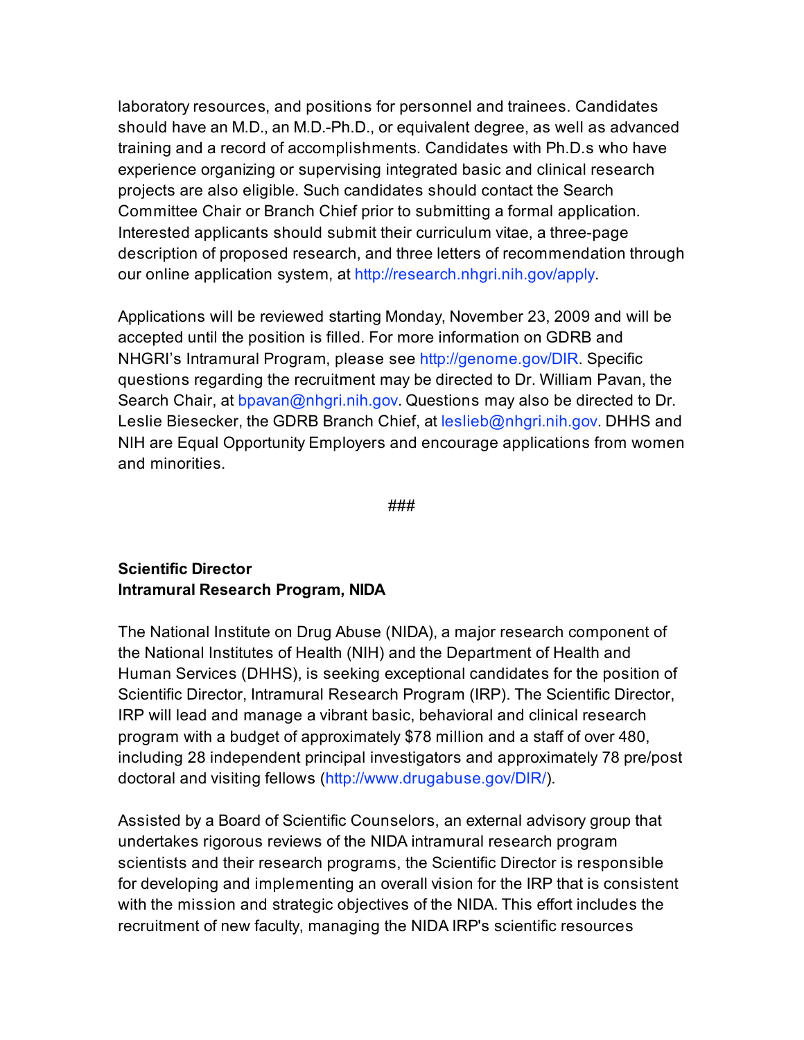laboratory resources, and positions for personnel and trainees. Candidates should have an M.D., an M.D.-Ph.D., or equivalent degree, as well as advanced training and a record of accomplishments. Candidates with Ph.D.s who have experience organizing or supervising integrated basic and clinical research projects are also eligible. Such candidates should contact the Search Committee Chair or Branch Chief prior to submitting a formal application. Interested applicants should submit their curriculum vitae, a three-page description of proposed research, and three letters of recommendation through our online application system, at http://research.nhgri.nih.gov/apply.

Applications will be reviewed starting Monday, November 23, 2009 and will be accepted until the position is filled. For more information on GDRB and NHGRI's Intramural Program, please see http://genome.gov/DIR. Specific questions regarding the recruitment may be directed to Dr. William Pavan, the Search Chair, at bpavan@nhgri.nih.gov. Questions may also be directed to Dr. Leslie Biesecker, the GDRB Branch Chief, at leslieb@nhgri.nih.gov. DHHS and NIH are Equal Opportunity Employers and encourage applications from women and minorities.

###

**Scientific Director**
**Intramural Research Program, NIDA**

The National Institute on Drug Abuse (NIDA), a major research component of the National Institutes of Health (NIH) and the Department of Health and Human Services (DHHS), is seeking exceptional candidates for the position of Scientific Director, Intramural Research Program (IRP). The Scientific Director, IRP will lead and manage a vibrant basic, behavioral and clinical research program with a budget of approximately $78 million and a staff of over 480, including 28 independent principal investigators and approximately 78 pre/post doctoral and visiting fellows (http://www.drugabuse.gov/DIR/).

Assisted by a Board of Scientific Counselors, an external advisory group that undertakes rigorous reviews of the NIDA intramural research program scientists and their research programs, the Scientific Director is responsible for developing and implementing an overall vision for the IRP that is consistent with the mission and strategic objectives of the NIDA. This effort includes the recruitment of new faculty, managing the NIDA IRP's scientific resources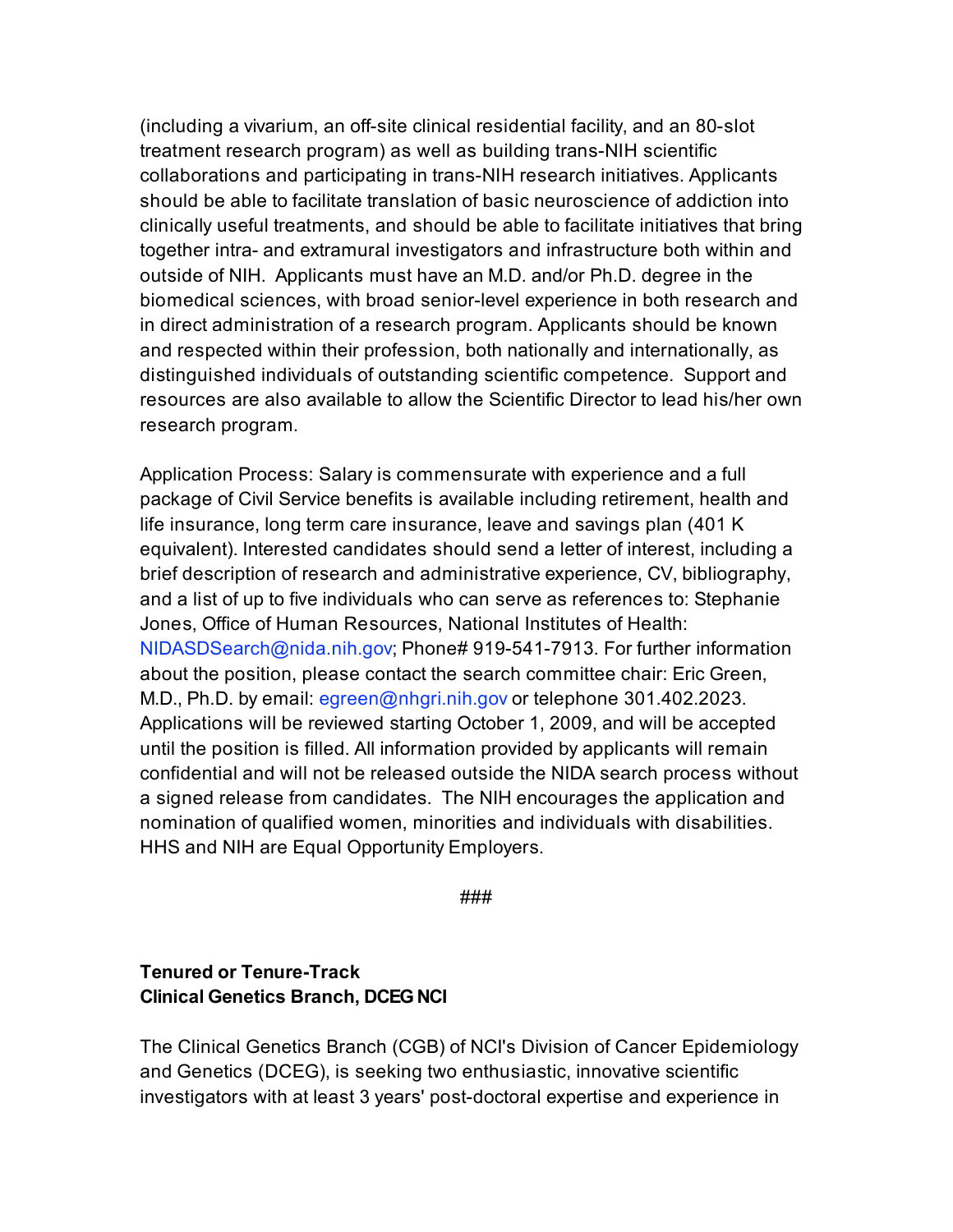(including a vivarium, an off-site clinical residential facility, and an 80-slot treatment research program) as well as building trans-NIH scientific collaborations and participating in trans-NIH research initiatives. Applicants should be able to facilitate translation of basic neuroscience of addiction into clinically useful treatments, and should be able to facilitate initiatives that bring together intra- and extramural investigators and infrastructure both within and outside of NIH. Applicants must have an M.D. and/or Ph.D. degree in the biomedical sciences, with broad senior-level experience in both research and in direct administration of a research program. Applicants should be known and respected within their profession, both nationally and internationally, as distinguished individuals of outstanding scientific competence. Support and resources are also available to allow the Scientific Director to lead his/her own research program.

Application Process: Salary is commensurate with experience and a full package of Civil Service benefits is available including retirement, health and life insurance, long term care insurance, leave and savings plan (401 K equivalent). Interested candidates should send a letter of interest, including a brief description of research and administrative experience, CV, bibliography, and a list of up to five individuals who can serve as references to: Stephanie Jones, Office of Human Resources, National Institutes of Health: NIDASDSearch@nida.nih.gov; Phone# 919-541-7913. For further information about the position, please contact the search committee chair: Eric Green, M.D., Ph.D. by email: egreen@nhgri.nih.gov or telephone 301.402.2023. Applications will be reviewed starting October 1, 2009, and will be accepted until the position is filled. All information provided by applicants will remain confidential and will not be released outside the NIDA search process without a signed release from candidates. The NIH encourages the application and nomination of qualified women, minorities and individuals with disabilities. HHS and NIH are Equal Opportunity Employers.

###

**Tenured or Tenure-Track**
**Clinical Genetics Branch, DCEG NCI**

The Clinical Genetics Branch (CGB) of NCI's Division of Cancer Epidemiology and Genetics (DCEG), is seeking two enthusiastic, innovative scientific investigators with at least 3 years' post-doctoral expertise and experience in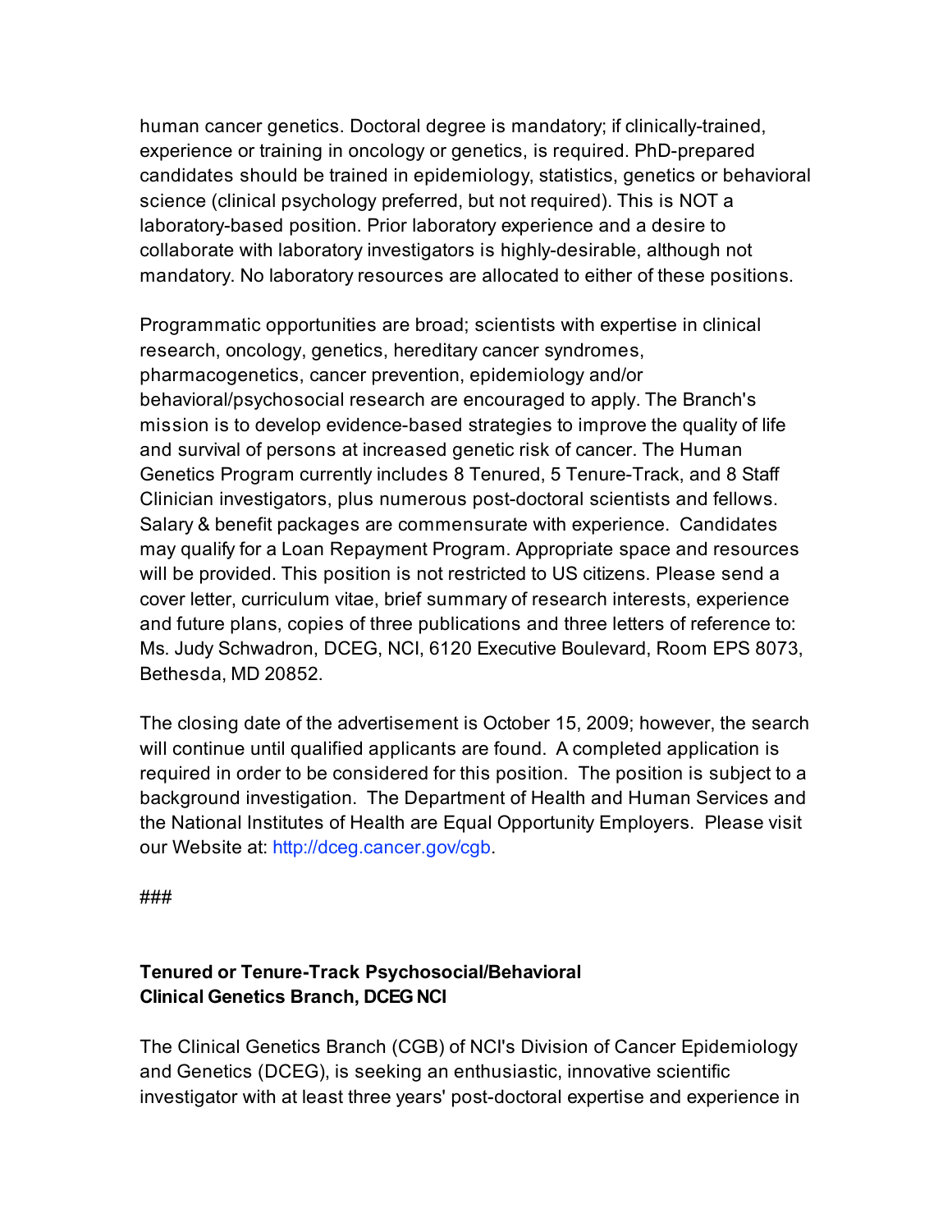human cancer genetics. Doctoral degree is mandatory; if clinically-trained, experience or training in oncology or genetics, is required. PhD-prepared candidates should be trained in epidemiology, statistics, genetics or behavioral science (clinical psychology preferred, but not required). This is NOT a laboratory-based position. Prior laboratory experience and a desire to collaborate with laboratory investigators is highly-desirable, although not mandatory. No laboratory resources are allocated to either of these positions.

Programmatic opportunities are broad; scientists with expertise in clinical research, oncology, genetics, hereditary cancer syndromes, pharmacogenetics, cancer prevention, epidemiology and/or behavioral/psychosocial research are encouraged to apply. The Branch's mission is to develop evidence-based strategies to improve the quality of life and survival of persons at increased genetic risk of cancer. The Human Genetics Program currently includes 8 Tenured, 5 Tenure-Track, and 8 Staff Clinician investigators, plus numerous post-doctoral scientists and fellows. Salary & benefit packages are commensurate with experience. Candidates may qualify for a Loan Repayment Program. Appropriate space and resources will be provided. This position is not restricted to US citizens. Please send a cover letter, curriculum vitae, brief summary of research interests, experience and future plans, copies of three publications and three letters of reference to: Ms. Judy Schwadron, DCEG, NCI, 6120 Executive Boulevard, Room EPS 8073, Bethesda, MD 20852.

The closing date of the advertisement is October 15, 2009; however, the search will continue until qualified applicants are found. A completed application is required in order to be considered for this position. The position is subject to a background investigation. The Department of Health and Human Services and the National Institutes of Health are Equal Opportunity Employers. Please visit our Website at: http://dceg.cancer.gov/cgb.

###

**Tenured or Tenure-Track Psychosocial/Behavioral**
**Clinical Genetics Branch, DCEG NCI**

The Clinical Genetics Branch (CGB) of NCI's Division of Cancer Epidemiology and Genetics (DCEG), is seeking an enthusiastic, innovative scientific investigator with at least three years' post-doctoral expertise and experience in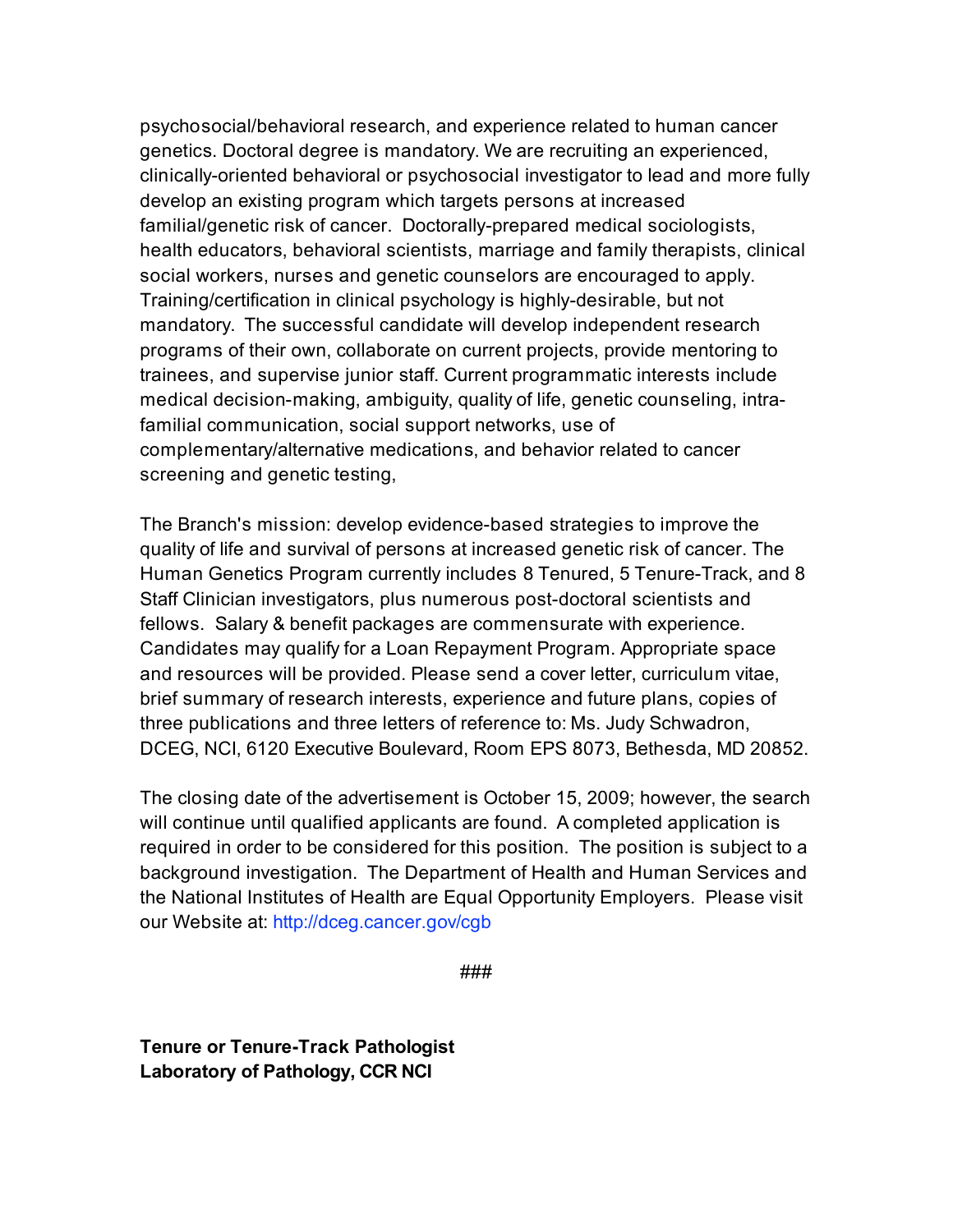psychosocial/behavioral research, and experience related to human cancer genetics. Doctoral degree is mandatory. We are recruiting an experienced, clinically-oriented behavioral or psychosocial investigator to lead and more fully develop an existing program which targets persons at increased familial/genetic risk of cancer. Doctorally-prepared medical sociologists, health educators, behavioral scientists, marriage and family therapists, clinical social workers, nurses and genetic counselors are encouraged to apply. Training/certification in clinical psychology is highly-desirable, but not mandatory. The successful candidate will develop independent research programs of their own, collaborate on current projects, provide mentoring to trainees, and supervise junior staff. Current programmatic interests include medical decision-making, ambiguity, quality of life, genetic counseling, intra-familial communication, social support networks, use of complementary/alternative medications, and behavior related to cancer screening and genetic testing,

The Branch's mission: develop evidence-based strategies to improve the quality of life and survival of persons at increased genetic risk of cancer. The Human Genetics Program currently includes 8 Tenured, 5 Tenure-Track, and 8 Staff Clinician investigators, plus numerous post-doctoral scientists and fellows. Salary & benefit packages are commensurate with experience. Candidates may qualify for a Loan Repayment Program. Appropriate space and resources will be provided. Please send a cover letter, curriculum vitae, brief summary of research interests, experience and future plans, copies of three publications and three letters of reference to: Ms. Judy Schwadron, DCEG, NCI, 6120 Executive Boulevard, Room EPS 8073, Bethesda, MD 20852.

The closing date of the advertisement is October 15, 2009; however, the search will continue until qualified applicants are found. A completed application is required in order to be considered for this position. The position is subject to a background investigation. The Department of Health and Human Services and the National Institutes of Health are Equal Opportunity Employers. Please visit our Website at: http://dceg.cancer.gov/cgb

###

**Tenure or Tenure-Track Pathologist**
**Laboratory of Pathology, CCR NCI**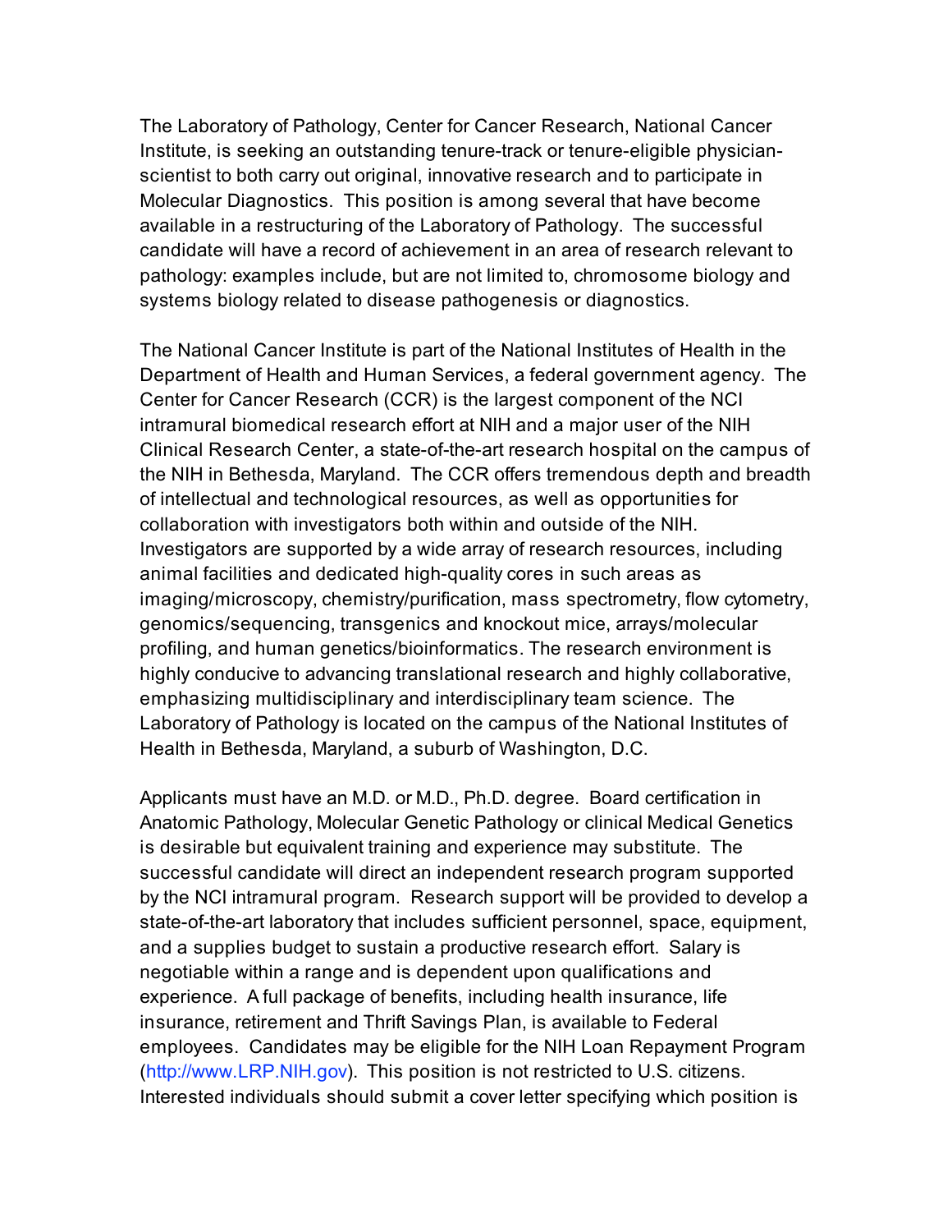The Laboratory of Pathology, Center for Cancer Research, National Cancer Institute, is seeking an outstanding tenure-track or tenure-eligible physician-scientist to both carry out original, innovative research and to participate in Molecular Diagnostics. This position is among several that have become available in a restructuring of the Laboratory of Pathology. The successful candidate will have a record of achievement in an area of research relevant to pathology: examples include, but are not limited to, chromosome biology and systems biology related to disease pathogenesis or diagnostics.

The National Cancer Institute is part of the National Institutes of Health in the Department of Health and Human Services, a federal government agency. The Center for Cancer Research (CCR) is the largest component of the NCI intramural biomedical research effort at NIH and a major user of the NIH Clinical Research Center, a state-of-the-art research hospital on the campus of the NIH in Bethesda, Maryland. The CCR offers tremendous depth and breadth of intellectual and technological resources, as well as opportunities for collaboration with investigators both within and outside of the NIH. Investigators are supported by a wide array of research resources, including animal facilities and dedicated high-quality cores in such areas as imaging/microscopy, chemistry/purification, mass spectrometry, flow cytometry, genomics/sequencing, transgenics and knockout mice, arrays/molecular profiling, and human genetics/bioinformatics. The research environment is highly conducive to advancing translational research and highly collaborative, emphasizing multidisciplinary and interdisciplinary team science. The Laboratory of Pathology is located on the campus of the National Institutes of Health in Bethesda, Maryland, a suburb of Washington, D.C.

Applicants must have an M.D. or M.D., Ph.D. degree. Board certification in Anatomic Pathology, Molecular Genetic Pathology or clinical Medical Genetics is desirable but equivalent training and experience may substitute. The successful candidate will direct an independent research program supported by the NCI intramural program. Research support will be provided to develop a state-of-the-art laboratory that includes sufficient personnel, space, equipment, and a supplies budget to sustain a productive research effort. Salary is negotiable within a range and is dependent upon qualifications and experience. A full package of benefits, including health insurance, life insurance, retirement and Thrift Savings Plan, is available to Federal employees. Candidates may be eligible for the NIH Loan Repayment Program (http://www.LRP.NIH.gov). This position is not restricted to U.S. citizens. Interested individuals should submit a cover letter specifying which position is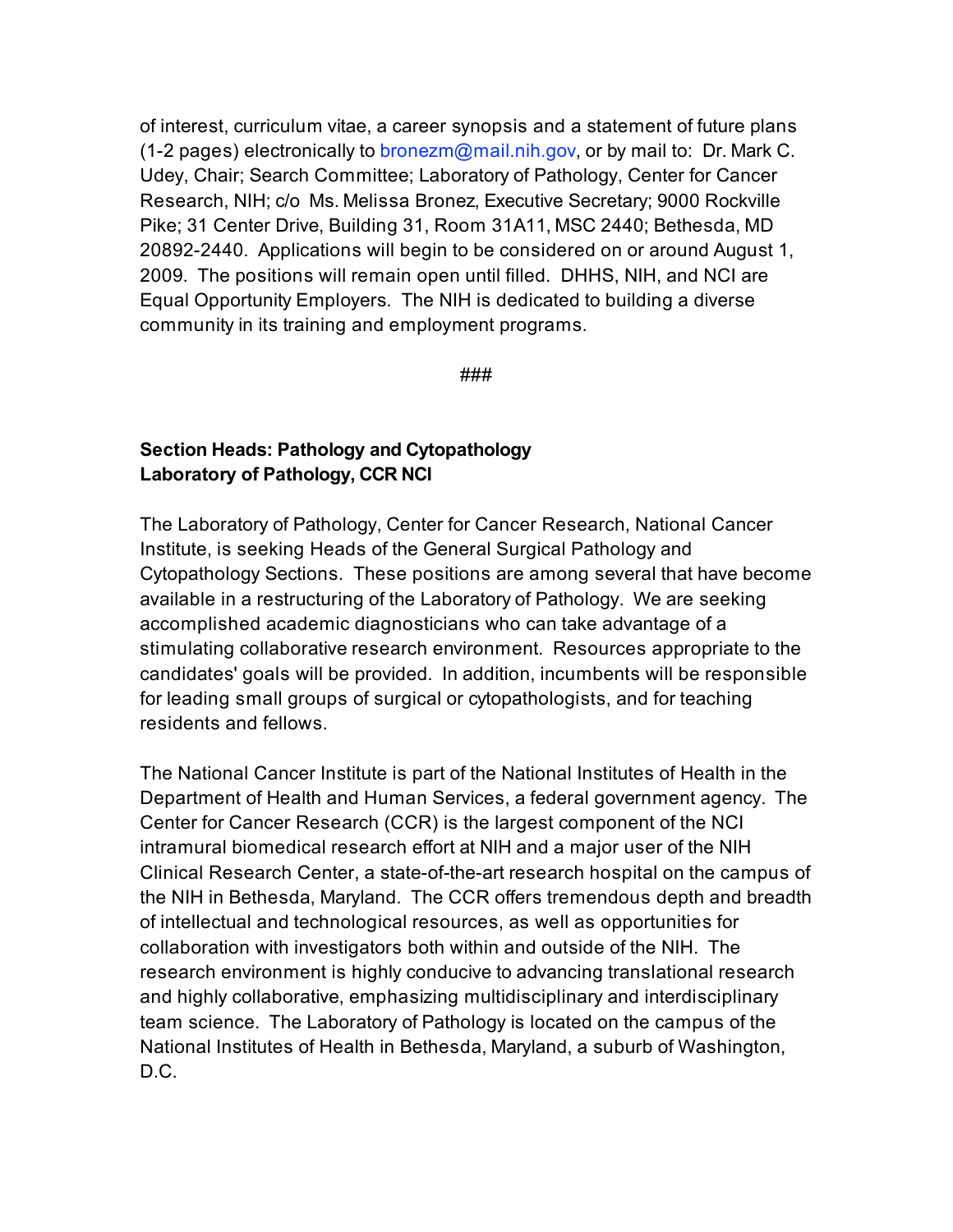of interest, curriculum vitae, a career synopsis and a statement of future plans (1-2 pages) electronically to bronezm@mail.nih.gov, or by mail to: Dr. Mark C. Udey, Chair; Search Committee; Laboratory of Pathology, Center for Cancer Research, NIH; c/o Ms. Melissa Bronez, Executive Secretary; 9000 Rockville Pike; 31 Center Drive, Building 31, Room 31A11, MSC 2440; Bethesda, MD 20892-2440. Applications will begin to be considered on or around August 1, 2009. The positions will remain open until filled. DHHS, NIH, and NCI are Equal Opportunity Employers. The NIH is dedicated to building a diverse community in its training and employment programs.

###

**Section Heads: Pathology and Cytopathology**
**Laboratory of Pathology, CCR NCI**

The Laboratory of Pathology, Center for Cancer Research, National Cancer Institute, is seeking Heads of the General Surgical Pathology and Cytopathology Sections. These positions are among several that have become available in a restructuring of the Laboratory of Pathology. We are seeking accomplished academic diagnosticians who can take advantage of a stimulating collaborative research environment. Resources appropriate to the candidates' goals will be provided. In addition, incumbents will be responsible for leading small groups of surgical or cytopathologists, and for teaching residents and fellows.

The National Cancer Institute is part of the National Institutes of Health in the Department of Health and Human Services, a federal government agency. The Center for Cancer Research (CCR) is the largest component of the NCI intramural biomedical research effort at NIH and a major user of the NIH Clinical Research Center, a state-of-the-art research hospital on the campus of the NIH in Bethesda, Maryland. The CCR offers tremendous depth and breadth of intellectual and technological resources, as well as opportunities for collaboration with investigators both within and outside of the NIH. The research environment is highly conducive to advancing translational research and highly collaborative, emphasizing multidisciplinary and interdisciplinary team science. The Laboratory of Pathology is located on the campus of the National Institutes of Health in Bethesda, Maryland, a suburb of Washington, D.C.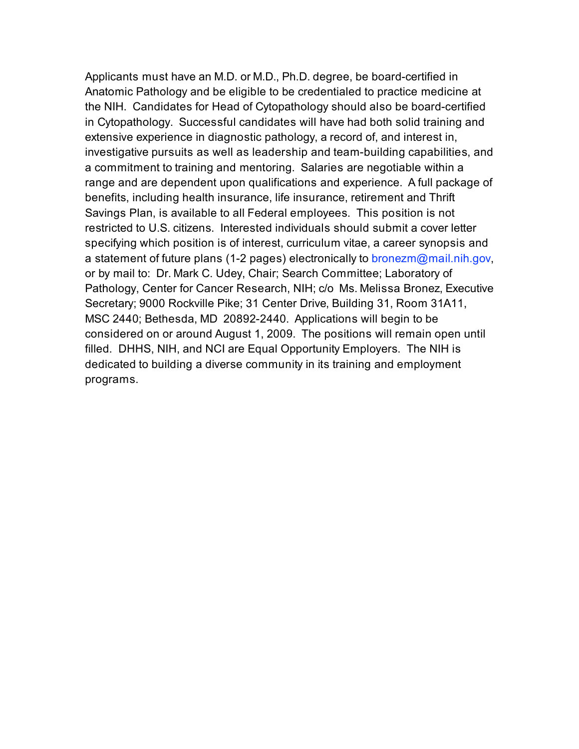Applicants must have an M.D. or M.D., Ph.D. degree, be board-certified in Anatomic Pathology and be eligible to be credentialed to practice medicine at the NIH. Candidates for Head of Cytopathology should also be board-certified in Cytopathology. Successful candidates will have had both solid training and extensive experience in diagnostic pathology, a record of, and interest in, investigative pursuits as well as leadership and team-building capabilities, and a commitment to training and mentoring. Salaries are negotiable within a range and are dependent upon qualifications and experience. A full package of benefits, including health insurance, life insurance, retirement and Thrift Savings Plan, is available to all Federal employees. This position is not restricted to U.S. citizens. Interested individuals should submit a cover letter specifying which position is of interest, curriculum vitae, a career synopsis and a statement of future plans (1-2 pages) electronically to bronezm@mail.nih.gov, or by mail to: Dr. Mark C. Udey, Chair; Search Committee; Laboratory of Pathology, Center for Cancer Research, NIH; c/o Ms. Melissa Bronez, Executive Secretary; 9000 Rockville Pike; 31 Center Drive, Building 31, Room 31A11, MSC 2440; Bethesda, MD 20892-2440. Applications will begin to be considered on or around August 1, 2009. The positions will remain open until filled. DHHS, NIH, and NCI are Equal Opportunity Employers. The NIH is dedicated to building a diverse community in its training and employment programs.